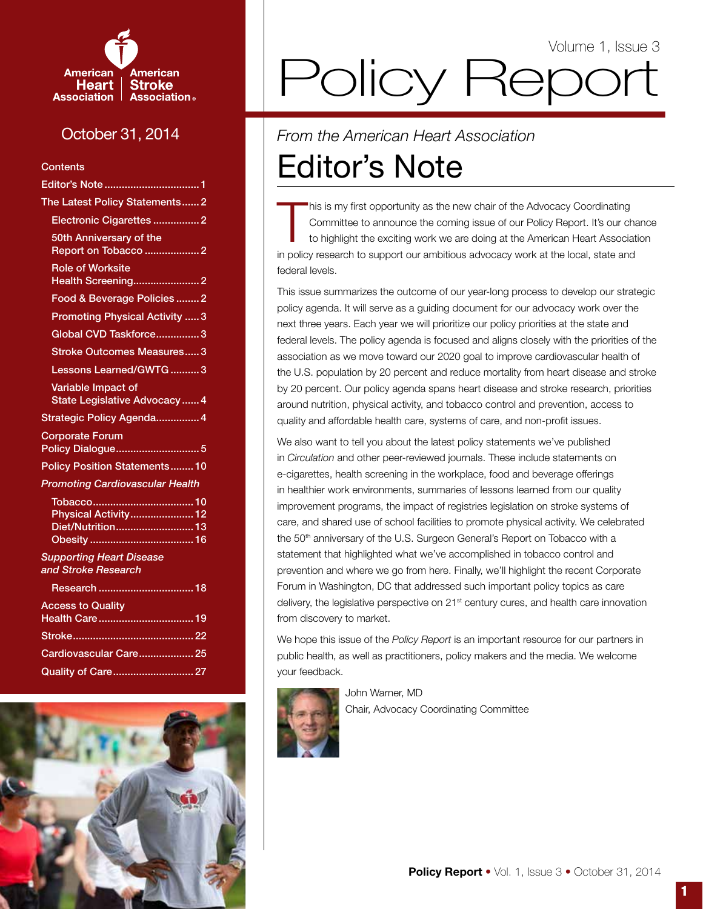American Heart Association | American Stroke Association®

October 31, 2014

**Contents**

- Editor's Note ........ 1
- The Latest Policy Statements ........ 2
  - Electronic Cigarettes ........ 2
  - 50th Anniversary of the Report on Tobacco ........ 2
  - Role of Worksite Health Screening ........ 2
  - Food & Beverage Policies ........ 2
  - Promoting Physical Activity ........ 3
  - Global CVD Taskforce ........ 3
  - Stroke Outcomes Measures ........ 3
  - Lessons Learned/GWTG ........ 3
  - Variable Impact of State Legislative Advocacy ........ 4
- Strategic Policy Agenda ........ 4
- Corporate Forum Policy Dialogue ........ 5
- Policy Position Statements ........ 10
- *Promoting Cardiovascular Health*
  - Tobacco ........ 10
  - Physical Activity ........ 12
  - Diet/Nutrition ........ 13
  - Obesity ........ 16
- *Supporting Heart Disease and Stroke Research*
  - Research ........ 18
- Access to Quality Health Care ........ 19
- Stroke ........ 22
- Cardiovascular Care ........ 25
- Quality of Care ........ 27

Volume 1, Issue 3

# Policy Report

*From the American Heart Association*

## Editor's Note

This is my first opportunity as the new chair of the Advocacy Coordinating Committee to announce the coming issue of our Policy Report. It's our chance to highlight the exciting work we are doing at the American Heart Association in policy research to support our ambitious advocacy work at the local, state and federal levels.

This issue summarizes the outcome of our year-long process to develop our strategic policy agenda. It will serve as a guiding document for our advocacy work over the next three years. Each year we will prioritize our policy priorities at the state and federal levels. The policy agenda is focused and aligns closely with the priorities of the association as we move toward our 2020 goal to improve cardiovascular health of the U.S. population by 20 percent and reduce mortality from heart disease and stroke by 20 percent. Our policy agenda spans heart disease and stroke research, priorities around nutrition, physical activity, and tobacco control and prevention, access to quality and affordable health care, systems of care, and non-profit issues.

We also want to tell you about the latest policy statements we've published in *Circulation* and other peer-reviewed journals. These include statements on e-cigarettes, health screening in the workplace, food and beverage offerings in healthier work environments, summaries of lessons learned from our quality improvement programs, the impact of registries legislation on stroke systems of care, and shared use of school facilities to promote physical activity. We celebrated the 50th anniversary of the U.S. Surgeon General's Report on Tobacco with a statement that highlighted what we've accomplished in tobacco control and prevention and where we go from here. Finally, we'll highlight the recent Corporate Forum in Washington, DC that addressed such important policy topics as care delivery, the legislative perspective on 21st century cures, and health care innovation from discovery to market.

We hope this issue of the *Policy Report* is an important resource for our partners in public health, as well as practitioners, policy makers and the media. We welcome your feedback.

John Warner, MD
Chair, Advocacy Coordinating Committee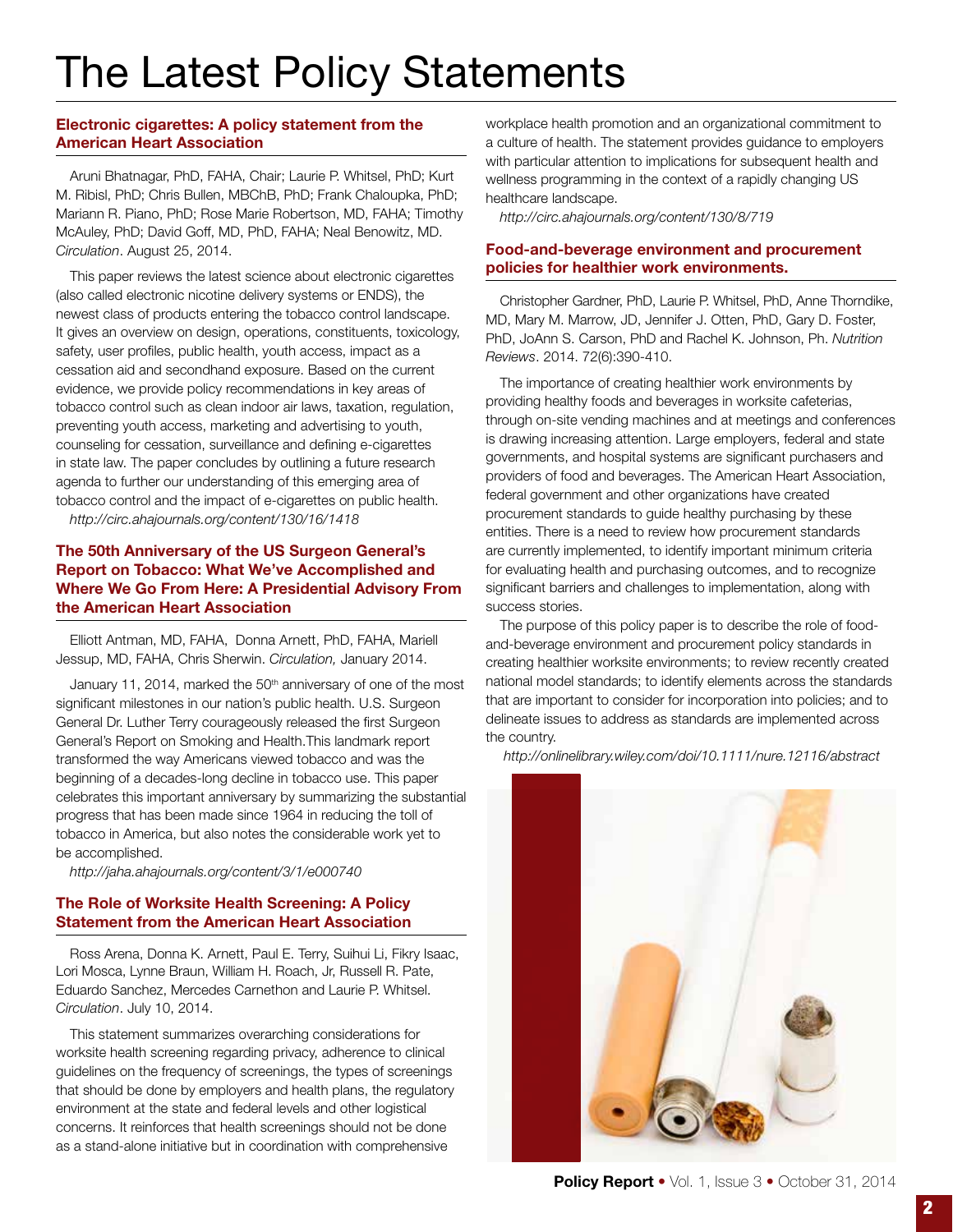# The Latest Policy Statements

## Electronic cigarettes: A policy statement from the American Heart Association

Aruni Bhatnagar, PhD, FAHA, Chair; Laurie P. Whitsel, PhD; Kurt M. Ribisl, PhD; Chris Bullen, MBChB, PhD; Frank Chaloupka, PhD; Mariann R. Piano, PhD; Rose Marie Robertson, MD, FAHA; Timothy McAuley, PhD; David Goff, MD, PhD, FAHA; Neal Benowitz, MD. *Circulation*. August 25, 2014.

This paper reviews the latest science about electronic cigarettes (also called electronic nicotine delivery systems or ENDS), the newest class of products entering the tobacco control landscape. It gives an overview on design, operations, constituents, toxicology, safety, user profiles, public health, youth access, impact as a cessation aid and secondhand exposure. Based on the current evidence, we provide policy recommendations in key areas of tobacco control such as clean indoor air laws, taxation, regulation, preventing youth access, marketing and advertising to youth, counseling for cessation, surveillance and defining e-cigarettes in state law. The paper concludes by outlining a future research agenda to further our understanding of this emerging area of tobacco control and the impact of e-cigarettes on public health.

*http://circ.ahajournals.org/content/130/16/1418*

## The 50th Anniversary of the US Surgeon General's Report on Tobacco: What We've Accomplished and Where We Go From Here: A Presidential Advisory From the American Heart Association

Elliott Antman, MD, FAHA, Donna Arnett, PhD, FAHA, Mariell Jessup, MD, FAHA, Chris Sherwin. *Circulation,* January 2014.

January 11, 2014, marked the 50th anniversary of one of the most significant milestones in our nation's public health. U.S. Surgeon General Dr. Luther Terry courageously released the first Surgeon General's Report on Smoking and Health.This landmark report transformed the way Americans viewed tobacco and was the beginning of a decades-long decline in tobacco use. This paper celebrates this important anniversary by summarizing the substantial progress that has been made since 1964 in reducing the toll of tobacco in America, but also notes the considerable work yet to be accomplished.

*http://jaha.ahajournals.org/content/3/1/e000740*

## The Role of Worksite Health Screening: A Policy Statement from the American Heart Association

Ross Arena, Donna K. Arnett, Paul E. Terry, Suihui Li, Fikry Isaac, Lori Mosca, Lynne Braun, William H. Roach, Jr, Russell R. Pate, Eduardo Sanchez, Mercedes Carnethon and Laurie P. Whitsel. *Circulation*. July 10, 2014.

This statement summarizes overarching considerations for worksite health screening regarding privacy, adherence to clinical guidelines on the frequency of screenings, the types of screenings that should be done by employers and health plans, the regulatory environment at the state and federal levels and other logistical concerns. It reinforces that health screenings should not be done as a stand-alone initiative but in coordination with comprehensive workplace health promotion and an organizational commitment to a culture of health. The statement provides guidance to employers with particular attention to implications for subsequent health and wellness programming in the context of a rapidly changing US healthcare landscape.

*http://circ.ahajournals.org/content/130/8/719*

## Food-and-beverage environment and procurement policies for healthier work environments.

Christopher Gardner, PhD, Laurie P. Whitsel, PhD, Anne Thorndike, MD, Mary M. Marrow, JD, Jennifer J. Otten, PhD, Gary D. Foster, PhD, JoAnn S. Carson, PhD and Rachel K. Johnson, Ph. *Nutrition Reviews*. 2014. 72(6):390-410.

The importance of creating healthier work environments by providing healthy foods and beverages in worksite cafeterias, through on-site vending machines and at meetings and conferences is drawing increasing attention. Large employers, federal and state governments, and hospital systems are significant purchasers and providers of food and beverages. The American Heart Association, federal government and other organizations have created procurement standards to guide healthy purchasing by these entities. There is a need to review how procurement standards are currently implemented, to identify important minimum criteria for evaluating health and purchasing outcomes, and to recognize significant barriers and challenges to implementation, along with success stories.

The purpose of this policy paper is to describe the role of food-and-beverage environment and procurement policy standards in creating healthier worksite environments; to review recently created national model standards; to identify elements across the standards that are important to consider for incorporation into policies; and to delineate issues to address as standards are implemented across the country.

*http://onlinelibrary.wiley.com/doi/10.1111/nure.12116/abstract*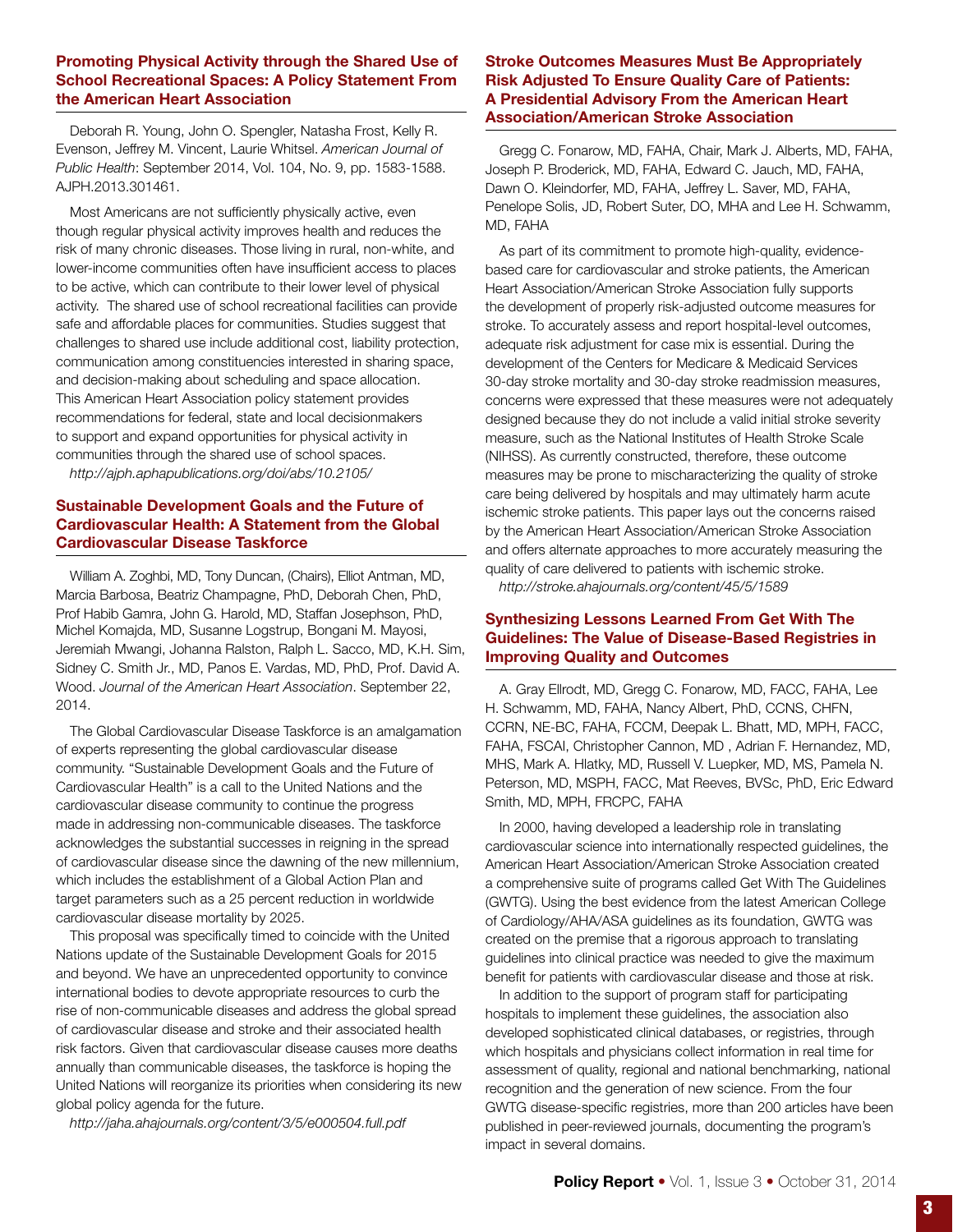### Promoting Physical Activity through the Shared Use of School Recreational Spaces: A Policy Statement From the American Heart Association

Deborah R. Young, John O. Spengler, Natasha Frost, Kelly R. Evenson, Jeffrey M. Vincent, Laurie Whitsel. *American Journal of Public Health*: September 2014, Vol. 104, No. 9, pp. 1583-1588. AJPH.2013.301461.

Most Americans are not sufficiently physically active, even though regular physical activity improves health and reduces the risk of many chronic diseases. Those living in rural, non-white, and lower-income communities often have insufficient access to places to be active, which can contribute to their lower level of physical activity. The shared use of school recreational facilities can provide safe and affordable places for communities. Studies suggest that challenges to shared use include additional cost, liability protection, communication among constituencies interested in sharing space, and decision-making about scheduling and space allocation. This American Heart Association policy statement provides recommendations for federal, state and local decisionmakers to support and expand opportunities for physical activity in communities through the shared use of school spaces.

*http://ajph.aphapublications.org/doi/abs/10.2105/*

### Sustainable Development Goals and the Future of Cardiovascular Health: A Statement from the Global Cardiovascular Disease Taskforce

William A. Zoghbi, MD, Tony Duncan, (Chairs), Elliot Antman, MD, Marcia Barbosa, Beatriz Champagne, PhD, Deborah Chen, PhD, Prof Habib Gamra, John G. Harold, MD, Staffan Josephson, PhD, Michel Komajda, MD, Susanne Logstrup, Bongani M. Mayosi, Jeremiah Mwangi, Johanna Ralston, Ralph L. Sacco, MD, K.H. Sim, Sidney C. Smith Jr., MD, Panos E. Vardas, MD, PhD, Prof. David A. Wood. *Journal of the American Heart Association*. September 22, 2014.

The Global Cardiovascular Disease Taskforce is an amalgamation of experts representing the global cardiovascular disease community. "Sustainable Development Goals and the Future of Cardiovascular Health" is a call to the United Nations and the cardiovascular disease community to continue the progress made in addressing non-communicable diseases. The taskforce acknowledges the substantial successes in reigning in the spread of cardiovascular disease since the dawning of the new millennium, which includes the establishment of a Global Action Plan and target parameters such as a 25 percent reduction in worldwide cardiovascular disease mortality by 2025.

This proposal was specifically timed to coincide with the United Nations update of the Sustainable Development Goals for 2015 and beyond. We have an unprecedented opportunity to convince international bodies to devote appropriate resources to curb the rise of non-communicable diseases and address the global spread of cardiovascular disease and stroke and their associated health risk factors. Given that cardiovascular disease causes more deaths annually than communicable diseases, the taskforce is hoping the United Nations will reorganize its priorities when considering its new global policy agenda for the future.

*http://jaha.ahajournals.org/content/3/5/e000504.full.pdf*

### Stroke Outcomes Measures Must Be Appropriately Risk Adjusted To Ensure Quality Care of Patients: A Presidential Advisory From the American Heart Association/American Stroke Association

Gregg C. Fonarow, MD, FAHA, Chair, Mark J. Alberts, MD, FAHA, Joseph P. Broderick, MD, FAHA, Edward C. Jauch, MD, FAHA, Dawn O. Kleindorfer, MD, FAHA, Jeffrey L. Saver, MD, FAHA, Penelope Solis, JD, Robert Suter, DO, MHA and Lee H. Schwamm, MD, FAHA

As part of its commitment to promote high-quality, evidence-based care for cardiovascular and stroke patients, the American Heart Association/American Stroke Association fully supports the development of properly risk-adjusted outcome measures for stroke. To accurately assess and report hospital-level outcomes, adequate risk adjustment for case mix is essential. During the development of the Centers for Medicare & Medicaid Services 30-day stroke mortality and 30-day stroke readmission measures, concerns were expressed that these measures were not adequately designed because they do not include a valid initial stroke severity measure, such as the National Institutes of Health Stroke Scale (NIHSS). As currently constructed, therefore, these outcome measures may be prone to mischaracterizing the quality of stroke care being delivered by hospitals and may ultimately harm acute ischemic stroke patients. This paper lays out the concerns raised by the American Heart Association/American Stroke Association and offers alternate approaches to more accurately measuring the quality of care delivered to patients with ischemic stroke.

*http://stroke.ahajournals.org/content/45/5/1589*

### Synthesizing Lessons Learned From Get With The Guidelines: The Value of Disease-Based Registries in Improving Quality and Outcomes

A. Gray Ellrodt, MD, Gregg C. Fonarow, MD, FACC, FAHA, Lee H. Schwamm, MD, FAHA, Nancy Albert, PhD, CCNS, CHFN, CCRN, NE-BC, FAHA, FCCM, Deepak L. Bhatt, MD, MPH, FACC, FAHA, FSCAI, Christopher Cannon, MD , Adrian F. Hernandez, MD, MHS, Mark A. Hlatky, MD, Russell V. Luepker, MD, MS, Pamela N. Peterson, MD, MSPH, FACC, Mat Reeves, BVSc, PhD, Eric Edward Smith, MD, MPH, FRCPC, FAHA

In 2000, having developed a leadership role in translating cardiovascular science into internationally respected guidelines, the American Heart Association/American Stroke Association created a comprehensive suite of programs called Get With The Guidelines (GWTG). Using the best evidence from the latest American College of Cardiology/AHA/ASA guidelines as its foundation, GWTG was created on the premise that a rigorous approach to translating guidelines into clinical practice was needed to give the maximum benefit for patients with cardiovascular disease and those at risk.

In addition to the support of program staff for participating hospitals to implement these guidelines, the association also developed sophisticated clinical databases, or registries, through which hospitals and physicians collect information in real time for assessment of quality, regional and national benchmarking, national recognition and the generation of new science. From the four GWTG disease-specific registries, more than 200 articles have been published in peer-reviewed journals, documenting the program's impact in several domains.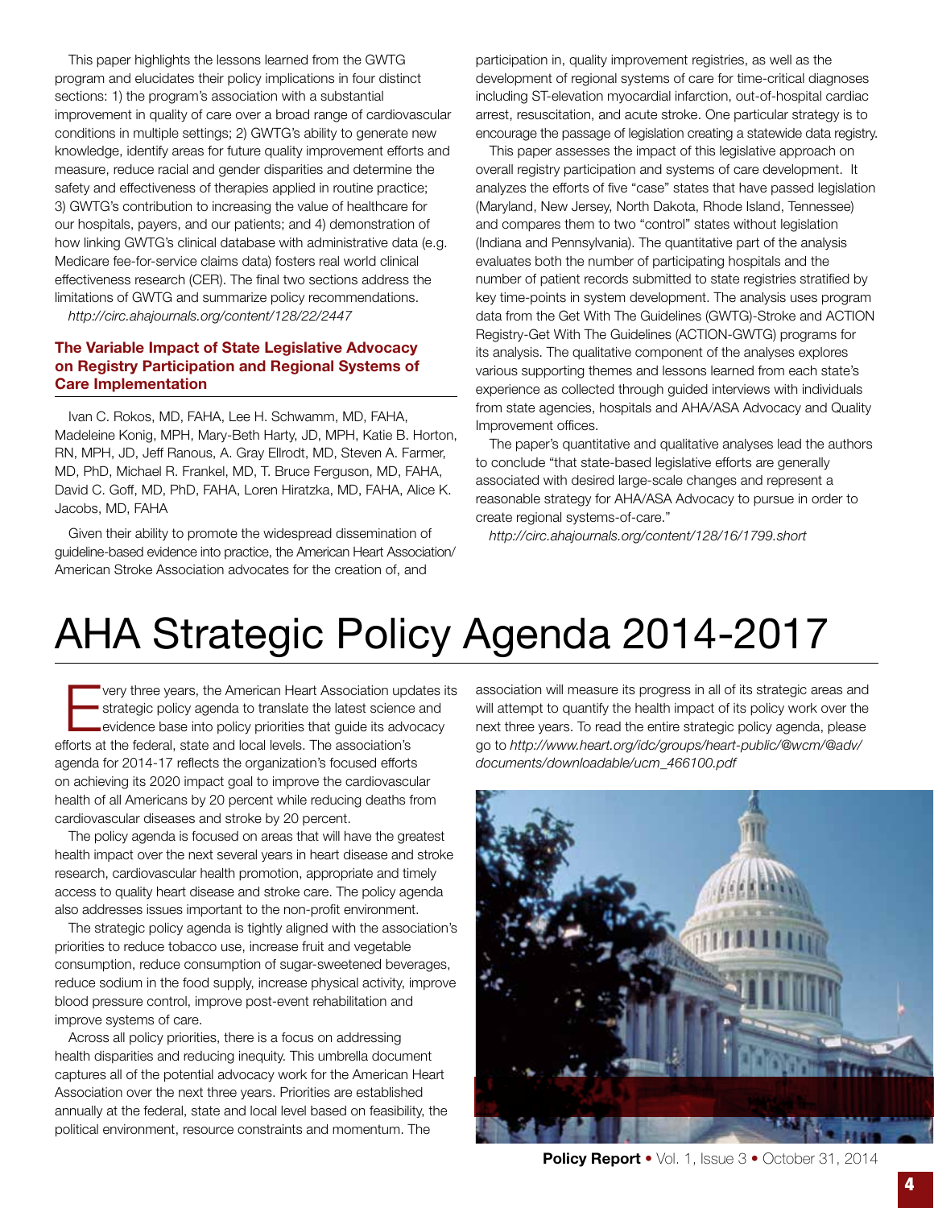This paper highlights the lessons learned from the GWTG program and elucidates their policy implications in four distinct sections: 1) the program's association with a substantial improvement in quality of care over a broad range of cardiovascular conditions in multiple settings; 2) GWTG's ability to generate new knowledge, identify areas for future quality improvement efforts and measure, reduce racial and gender disparities and determine the safety and effectiveness of therapies applied in routine practice; 3) GWTG's contribution to increasing the value of healthcare for our hospitals, payers, and our patients; and 4) demonstration of how linking GWTG's clinical database with administrative data (e.g. Medicare fee-for-service claims data) fosters real world clinical effectiveness research (CER). The final two sections address the limitations of GWTG and summarize policy recommendations.

*http://circ.ahajournals.org/content/128/22/2447*

### The Variable Impact of State Legislative Advocacy on Registry Participation and Regional Systems of Care Implementation

Ivan C. Rokos, MD, FAHA, Lee H. Schwamm, MD, FAHA, Madeleine Konig, MPH, Mary-Beth Harty, JD, MPH, Katie B. Horton, RN, MPH, JD, Jeff Ranous, A. Gray Ellrodt, MD, Steven A. Farmer, MD, PhD, Michael R. Frankel, MD, T. Bruce Ferguson, MD, FAHA, David C. Goff, MD, PhD, FAHA, Loren Hiratzka, MD, FAHA, Alice K. Jacobs, MD, FAHA

Given their ability to promote the widespread dissemination of guideline-based evidence into practice, the American Heart Association/American Stroke Association advocates for the creation of, and participation in, quality improvement registries, as well as the development of regional systems of care for time-critical diagnoses including ST-elevation myocardial infarction, out-of-hospital cardiac arrest, resuscitation, and acute stroke. One particular strategy is to encourage the passage of legislation creating a statewide data registry.

This paper assesses the impact of this legislative approach on overall registry participation and systems of care development. It analyzes the efforts of five "case" states that have passed legislation (Maryland, New Jersey, North Dakota, Rhode Island, Tennessee) and compares them to two "control" states without legislation (Indiana and Pennsylvania). The quantitative part of the analysis evaluates both the number of participating hospitals and the number of patient records submitted to state registries stratified by key time-points in system development. The analysis uses program data from the Get With The Guidelines (GWTG)-Stroke and ACTION Registry-Get With The Guidelines (ACTION-GWTG) programs for its analysis. The qualitative component of the analyses explores various supporting themes and lessons learned from each state's experience as collected through guided interviews with individuals from state agencies, hospitals and AHA/ASA Advocacy and Quality Improvement offices.

The paper's quantitative and qualitative analyses lead the authors to conclude "that state-based legislative efforts are generally associated with desired large-scale changes and represent a reasonable strategy for AHA/ASA Advocacy to pursue in order to create regional systems-of-care."

*http://circ.ahajournals.org/content/128/16/1799.short*

# AHA Strategic Policy Agenda 2014-2017

Every three years, the American Heart Association updates its strategic policy agenda to translate the latest science and evidence base into policy priorities that guide its advocacy efforts at the federal, state and local levels. The association's agenda for 2014-17 reflects the organization's focused efforts on achieving its 2020 impact goal to improve the cardiovascular health of all Americans by 20 percent while reducing deaths from cardiovascular diseases and stroke by 20 percent.

The policy agenda is focused on areas that will have the greatest health impact over the next several years in heart disease and stroke research, cardiovascular health promotion, appropriate and timely access to quality heart disease and stroke care. The policy agenda also addresses issues important to the non-profit environment.

The strategic policy agenda is tightly aligned with the association's priorities to reduce tobacco use, increase fruit and vegetable consumption, reduce consumption of sugar-sweetened beverages, reduce sodium in the food supply, increase physical activity, improve blood pressure control, improve post-event rehabilitation and improve systems of care.

Across all policy priorities, there is a focus on addressing health disparities and reducing inequity. This umbrella document captures all of the potential advocacy work for the American Heart Association over the next three years. Priorities are established annually at the federal, state and local level based on feasibility, the political environment, resource constraints and momentum. The association will measure its progress in all of its strategic areas and will attempt to quantify the health impact of its policy work over the next three years. To read the entire strategic policy agenda, please go to *http://www.heart.org/idc/groups/heart-public/@wcm/@adv/documents/downloadable/ucm_466100.pdf*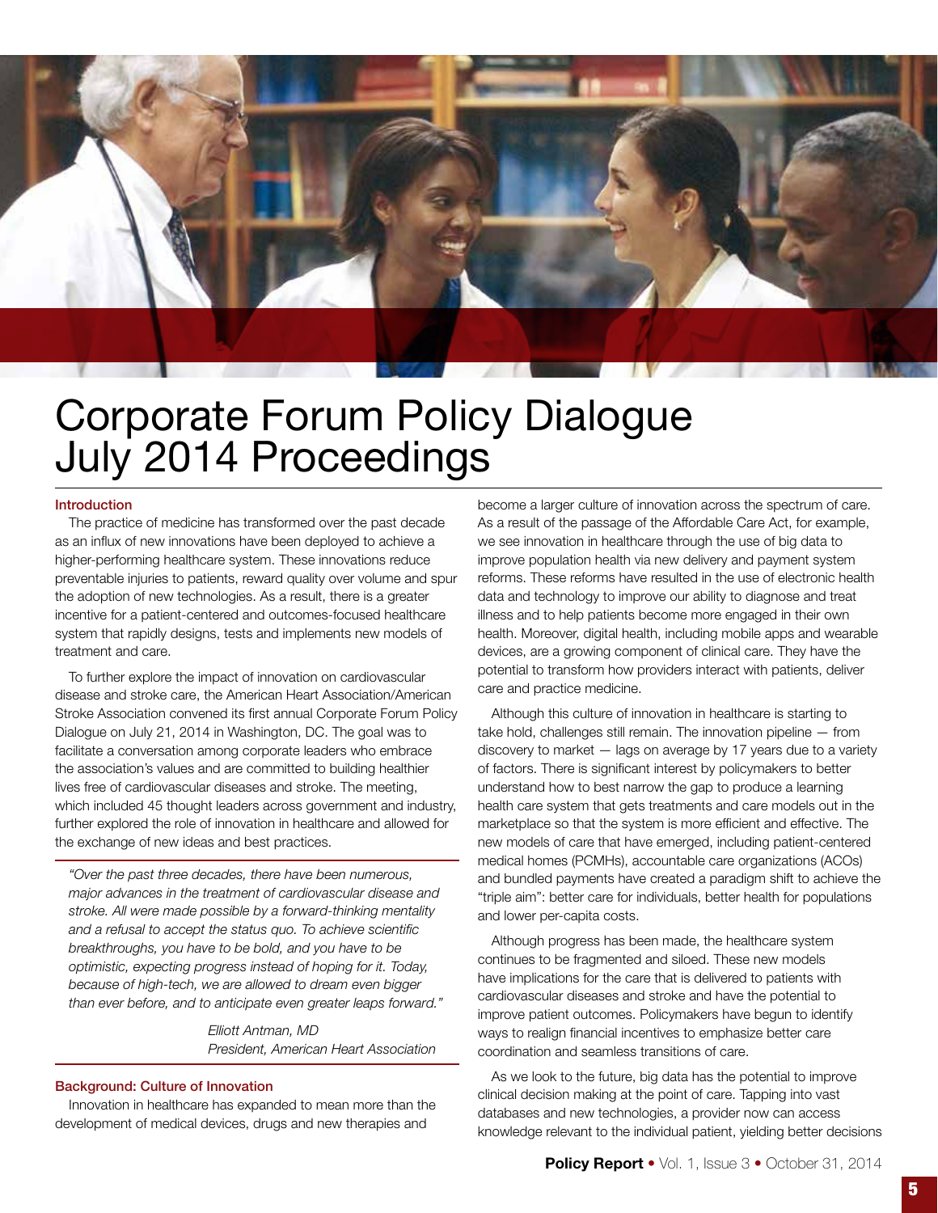# Corporate Forum Policy Dialogue July 2014 Proceedings

### Introduction

The practice of medicine has transformed over the past decade as an influx of new innovations have been deployed to achieve a higher-performing healthcare system. These innovations reduce preventable injuries to patients, reward quality over volume and spur the adoption of new technologies. As a result, there is a greater incentive for a patient-centered and outcomes-focused healthcare system that rapidly designs, tests and implements new models of treatment and care.

To further explore the impact of innovation on cardiovascular disease and stroke care, the American Heart Association/American Stroke Association convened its first annual Corporate Forum Policy Dialogue on July 21, 2014 in Washington, DC. The goal was to facilitate a conversation among corporate leaders who embrace the association's values and are committed to building healthier lives free of cardiovascular diseases and stroke. The meeting, which included 45 thought leaders across government and industry, further explored the role of innovation in healthcare and allowed for the exchange of new ideas and best practices.

> *"Over the past three decades, there have been numerous, major advances in the treatment of cardiovascular disease and stroke. All were made possible by a forward-thinking mentality and a refusal to accept the status quo. To achieve scientific breakthroughs, you have to be bold, and you have to be optimistic, expecting progress instead of hoping for it. Today, because of high-tech, we are allowed to dream even bigger than ever before, and to anticipate even greater leaps forward."*
>
> *Elliott Antman, MD*
> *President, American Heart Association*

### Background: Culture of Innovation

Innovation in healthcare has expanded to mean more than the development of medical devices, drugs and new therapies and become a larger culture of innovation across the spectrum of care. As a result of the passage of the Affordable Care Act, for example, we see innovation in healthcare through the use of big data to improve population health via new delivery and payment system reforms. These reforms have resulted in the use of electronic health data and technology to improve our ability to diagnose and treat illness and to help patients become more engaged in their own health. Moreover, digital health, including mobile apps and wearable devices, are a growing component of clinical care. They have the potential to transform how providers interact with patients, deliver care and practice medicine.

Although this culture of innovation in healthcare is starting to take hold, challenges still remain. The innovation pipeline — from discovery to market — lags on average by 17 years due to a variety of factors. There is significant interest by policymakers to better understand how to best narrow the gap to produce a learning health care system that gets treatments and care models out in the marketplace so that the system is more efficient and effective. The new models of care that have emerged, including patient-centered medical homes (PCMHs), accountable care organizations (ACOs) and bundled payments have created a paradigm shift to achieve the "triple aim": better care for individuals, better health for populations and lower per-capita costs.

Although progress has been made, the healthcare system continues to be fragmented and siloed. These new models have implications for the care that is delivered to patients with cardiovascular diseases and stroke and have the potential to improve patient outcomes. Policymakers have begun to identify ways to realign financial incentives to emphasize better care coordination and seamless transitions of care.

As we look to the future, big data has the potential to improve clinical decision making at the point of care. Tapping into vast databases and new technologies, a provider now can access knowledge relevant to the individual patient, yielding better decisions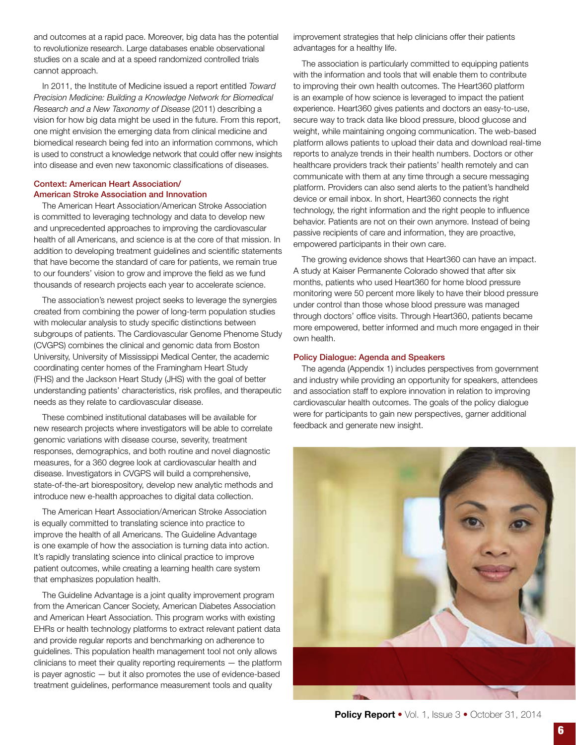and outcomes at a rapid pace. Moreover, big data has the potential to revolutionize research. Large databases enable observational studies on a scale and at a speed randomized controlled trials cannot approach.

In 2011, the Institute of Medicine issued a report entitled *Toward Precision Medicine: Building a Knowledge Network for Biomedical Research and a New Taxonomy of Disease* (2011) describing a vision for how big data might be used in the future. From this report, one might envision the emerging data from clinical medicine and biomedical research being fed into an information commons, which is used to construct a knowledge network that could offer new insights into disease and even new taxonomic classifications of diseases.

### Context: American Heart Association/ American Stroke Association and Innovation

The American Heart Association/American Stroke Association is committed to leveraging technology and data to develop new and unprecedented approaches to improving the cardiovascular health of all Americans, and science is at the core of that mission. In addition to developing treatment guidelines and scientific statements that have become the standard of care for patients, we remain true to our founders' vision to grow and improve the field as we fund thousands of research projects each year to accelerate science.

The association's newest project seeks to leverage the synergies created from combining the power of long-term population studies with molecular analysis to study specific distinctions between subgroups of patients. The Cardiovascular Genome Phenome Study (CVGPS) combines the clinical and genomic data from Boston University, University of Mississippi Medical Center, the academic coordinating center homes of the Framingham Heart Study (FHS) and the Jackson Heart Study (JHS) with the goal of better understanding patients' characteristics, risk profiles, and therapeutic needs as they relate to cardiovascular disease.

These combined institutional databases will be available for new research projects where investigators will be able to correlate genomic variations with disease course, severity, treatment responses, demographics, and both routine and novel diagnostic measures, for a 360 degree look at cardiovascular health and disease. Investigators in CVGPS will build a comprehensive, state-of-the-art biorespository, develop new analytic methods and introduce new e-health approaches to digital data collection.

The American Heart Association/American Stroke Association is equally committed to translating science into practice to improve the health of all Americans. The Guideline Advantage is one example of how the association is turning data into action. It's rapidly translating science into clinical practice to improve patient outcomes, while creating a learning health care system that emphasizes population health.

The Guideline Advantage is a joint quality improvement program from the American Cancer Society, American Diabetes Association and American Heart Association. This program works with existing EHRs or health technology platforms to extract relevant patient data and provide regular reports and benchmarking on adherence to guidelines. This population health management tool not only allows clinicians to meet their quality reporting requirements — the platform is payer agnostic — but it also promotes the use of evidence-based treatment guidelines, performance measurement tools and quality improvement strategies that help clinicians offer their patients advantages for a healthy life.

The association is particularly committed to equipping patients with the information and tools that will enable them to contribute to improving their own health outcomes. The Heart360 platform is an example of how science is leveraged to impact the patient experience. Heart360 gives patients and doctors an easy-to-use, secure way to track data like blood pressure, blood glucose and weight, while maintaining ongoing communication. The web-based platform allows patients to upload their data and download real-time reports to analyze trends in their health numbers. Doctors or other healthcare providers track their patients' health remotely and can communicate with them at any time through a secure messaging platform. Providers can also send alerts to the patient's handheld device or email inbox. In short, Heart360 connects the right technology, the right information and the right people to influence behavior. Patients are not on their own anymore. Instead of being passive recipients of care and information, they are proactive, empowered participants in their own care.

The growing evidence shows that Heart360 can have an impact. A study at Kaiser Permanente Colorado showed that after six months, patients who used Heart360 for home blood pressure monitoring were 50 percent more likely to have their blood pressure under control than those whose blood pressure was managed through doctors' office visits. Through Heart360, patients became more empowered, better informed and much more engaged in their own health.

### Policy Dialogue: Agenda and Speakers

The agenda (Appendix 1) includes perspectives from government and industry while providing an opportunity for speakers, attendees and association staff to explore innovation in relation to improving cardiovascular health outcomes. The goals of the policy dialogue were for participants to gain new perspectives, garner additional feedback and generate new insight.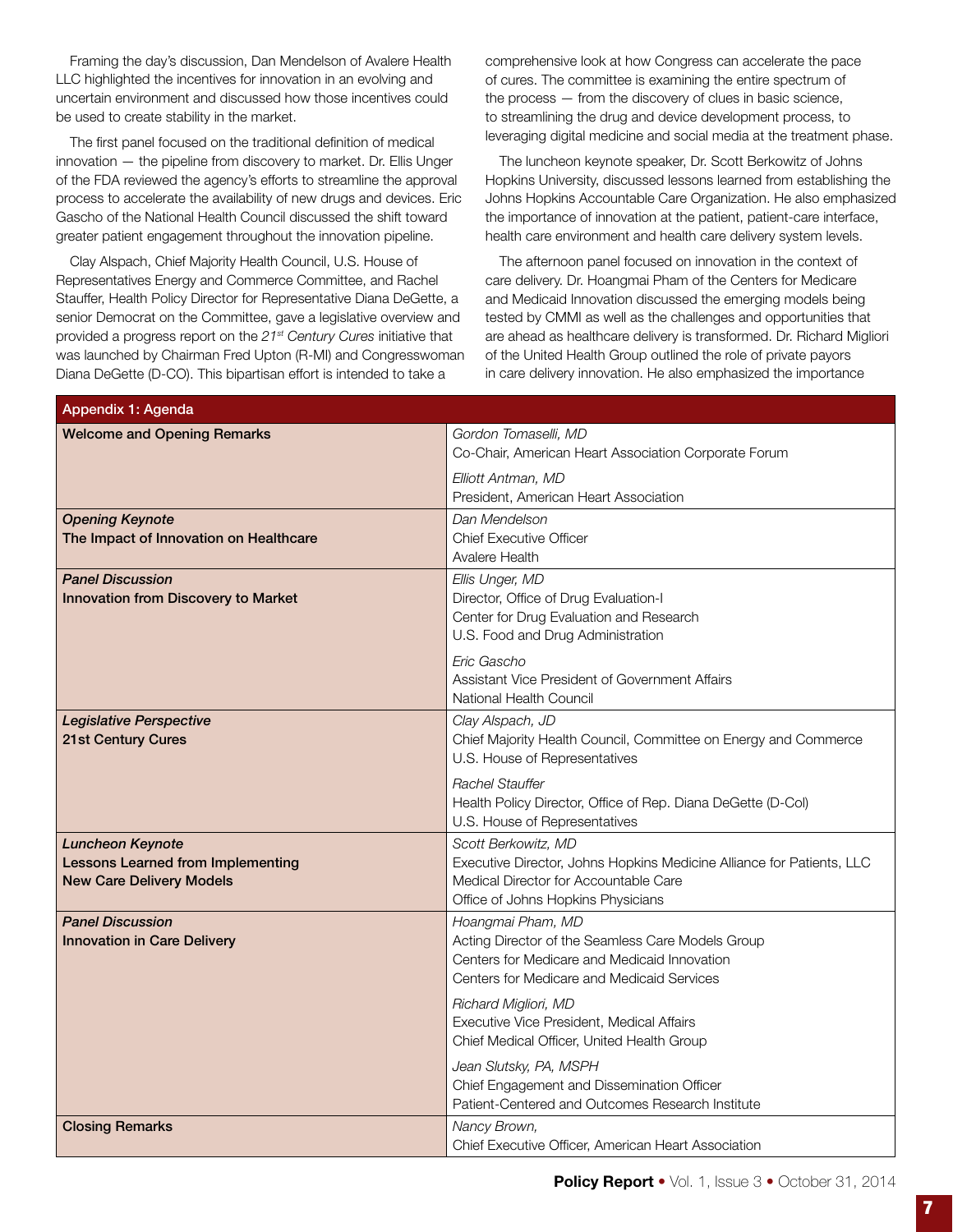Framing the day's discussion, Dan Mendelson of Avalere Health LLC highlighted the incentives for innovation in an evolving and uncertain environment and discussed how those incentives could be used to create stability in the market.

The first panel focused on the traditional definition of medical innovation — the pipeline from discovery to market. Dr. Ellis Unger of the FDA reviewed the agency's efforts to streamline the approval process to accelerate the availability of new drugs and devices. Eric Gascho of the National Health Council discussed the shift toward greater patient engagement throughout the innovation pipeline.

Clay Alspach, Chief Majority Health Council, U.S. House of Representatives Energy and Commerce Committee, and Rachel Stauffer, Health Policy Director for Representative Diana DeGette, a senior Democrat on the Committee, gave a legislative overview and provided a progress report on the 21[st] *Century Cures* initiative that was launched by Chairman Fred Upton (R-MI) and Congresswoman Diana DeGette (D-CO). This bipartisan effort is intended to take a comprehensive look at how Congress can accelerate the pace of cures. The committee is examining the entire spectrum of the process — from the discovery of clues in basic science, to streamlining the drug and device development process, to leveraging digital medicine and social media at the treatment phase.

The luncheon keynote speaker, Dr. Scott Berkowitz of Johns Hopkins University, discussed lessons learned from establishing the Johns Hopkins Accountable Care Organization. He also emphasized the importance of innovation at the patient, patient-care interface, health care environment and health care delivery system levels.

The afternoon panel focused on innovation in the context of care delivery. Dr. Hoangmai Pham of the Centers for Medicare and Medicaid Innovation discussed the emerging models being tested by CMMI as well as the challenges and opportunities that are ahead as healthcare delivery is transformed. Dr. Richard Migliori of the United Health Group outlined the role of private payors in care delivery innovation. He also emphasized the importance

| Appendix 1: Agenda | |
|---|---|
| **Welcome and Opening Remarks** | *Gordon Tomaselli, MD*<br>Co-Chair, American Heart Association Corporate Forum<br><br>*Elliott Antman, MD*<br>President, American Heart Association |
| ***Opening Keynote***<br>**The Impact of Innovation on Healthcare** | *Dan Mendelson*<br>Chief Executive Officer<br>Avalere Health |
| ***Panel Discussion***<br>**Innovation from Discovery to Market** | *Ellis Unger, MD*<br>Director, Office of Drug Evaluation-I<br>Center for Drug Evaluation and Research<br>U.S. Food and Drug Administration<br><br>*Eric Gascho*<br>Assistant Vice President of Government Affairs<br>National Health Council |
| ***Legislative Perspective***<br>**21st Century Cures** | *Clay Alspach, JD*<br>Chief Majority Health Council, Committee on Energy and Commerce<br>U.S. House of Representatives<br><br>*Rachel Stauffer*<br>Health Policy Director, Office of Rep. Diana DeGette (D-Col)<br>U.S. House of Representatives |
| ***Luncheon Keynote***<br>**Lessons Learned from Implementing New Care Delivery Models** | *Scott Berkowitz, MD*<br>Executive Director, Johns Hopkins Medicine Alliance for Patients, LLC<br>Medical Director for Accountable Care<br>Office of Johns Hopkins Physicians |
| ***Panel Discussion***<br>**Innovation in Care Delivery** | *Hoangmai Pham, MD*<br>Acting Director of the Seamless Care Models Group<br>Centers for Medicare and Medicaid Innovation<br>Centers for Medicare and Medicaid Services<br><br>*Richard Migliori, MD*<br>Executive Vice President, Medical Affairs<br>Chief Medical Officer, United Health Group<br><br>*Jean Slutsky, PA, MSPH*<br>Chief Engagement and Dissemination Officer<br>Patient-Centered and Outcomes Research Institute |
| **Closing Remarks** | *Nancy Brown,*<br>Chief Executive Officer, American Heart Association |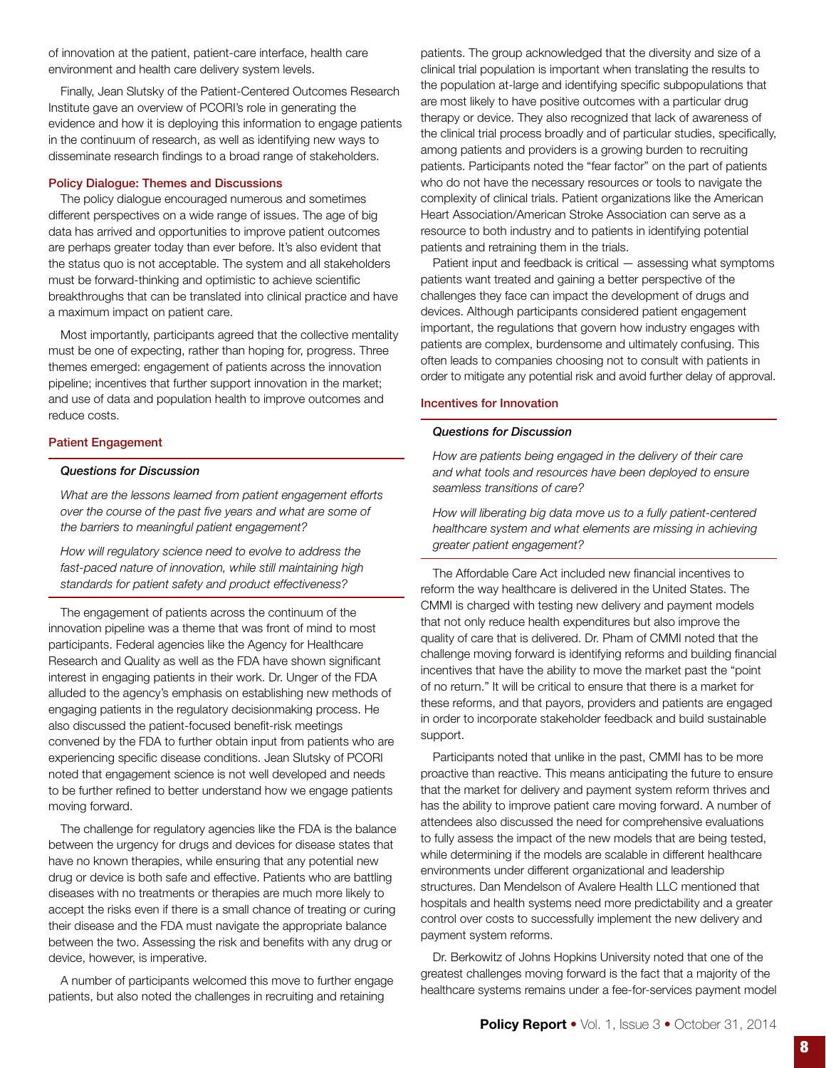of innovation at the patient, patient-care interface, health care environment and health care delivery system levels.

Finally, Jean Slutsky of the Patient-Centered Outcomes Research Institute gave an overview of PCORI's role in generating the evidence and how it is deploying this information to engage patients in the continuum of research, as well as identifying new ways to disseminate research findings to a broad range of stakeholders.

## Policy Dialogue: Themes and Discussions

The policy dialogue encouraged numerous and sometimes different perspectives on a wide range of issues. The age of big data has arrived and opportunities to improve patient outcomes are perhaps greater today than ever before. It's also evident that the status quo is not acceptable. The system and all stakeholders must be forward-thinking and optimistic to achieve scientific breakthroughs that can be translated into clinical practice and have a maximum impact on patient care.

Most importantly, participants agreed that the collective mentality must be one of expecting, rather than hoping for, progress. Three themes emerged: engagement of patients across the innovation pipeline; incentives that further support innovation in the market; and use of data and population health to improve outcomes and reduce costs.

## Patient Engagement

***Questions for Discussion***

*What are the lessons learned from patient engagement efforts over the course of the past five years and what are some of the barriers to meaningful patient engagement?*

*How will regulatory science need to evolve to address the fast-paced nature of innovation, while still maintaining high standards for patient safety and product effectiveness?*

The engagement of patients across the continuum of the innovation pipeline was a theme that was front of mind to most participants. Federal agencies like the Agency for Healthcare Research and Quality as well as the FDA have shown significant interest in engaging patients in their work. Dr. Unger of the FDA alluded to the agency's emphasis on establishing new methods of engaging patients in the regulatory decisionmaking process. He also discussed the patient-focused benefit-risk meetings convened by the FDA to further obtain input from patients who are experiencing specific disease conditions. Jean Slutsky of PCORI noted that engagement science is not well developed and needs to be further refined to better understand how we engage patients moving forward.

The challenge for regulatory agencies like the FDA is the balance between the urgency for drugs and devices for disease states that have no known therapies, while ensuring that any potential new drug or device is both safe and effective. Patients who are battling diseases with no treatments or therapies are much more likely to accept the risks even if there is a small chance of treating or curing their disease and the FDA must navigate the appropriate balance between the two. Assessing the risk and benefits with any drug or device, however, is imperative.

A number of participants welcomed this move to further engage patients, but also noted the challenges in recruiting and retaining patients. The group acknowledged that the diversity and size of a clinical trial population is important when translating the results to the population at-large and identifying specific subpopulations that are most likely to have positive outcomes with a particular drug therapy or device. They also recognized that lack of awareness of the clinical trial process broadly and of particular studies, specifically, among patients and providers is a growing burden to recruiting patients. Participants noted the "fear factor" on the part of patients who do not have the necessary resources or tools to navigate the complexity of clinical trials. Patient organizations like the American Heart Association/American Stroke Association can serve as a resource to both industry and to patients in identifying potential patients and retraining them in the trials.

Patient input and feedback is critical — assessing what symptoms patients want treated and gaining a better perspective of the challenges they face can impact the development of drugs and devices. Although participants considered patient engagement important, the regulations that govern how industry engages with patients are complex, burdensome and ultimately confusing. This often leads to companies choosing not to consult with patients in order to mitigate any potential risk and avoid further delay of approval.

## Incentives for Innovation

***Questions for Discussion***

*How are patients being engaged in the delivery of their care and what tools and resources have been deployed to ensure seamless transitions of care?*

*How will liberating big data move us to a fully patient-centered healthcare system and what elements are missing in achieving greater patient engagement?*

The Affordable Care Act included new financial incentives to reform the way healthcare is delivered in the United States. The CMMI is charged with testing new delivery and payment models that not only reduce health expenditures but also improve the quality of care that is delivered. Dr. Pham of CMMI noted that the challenge moving forward is identifying reforms and building financial incentives that have the ability to move the market past the "point of no return." It will be critical to ensure that there is a market for these reforms, and that payors, providers and patients are engaged in order to incorporate stakeholder feedback and build sustainable support.

Participants noted that unlike in the past, CMMI has to be more proactive than reactive. This means anticipating the future to ensure that the market for delivery and payment system reform thrives and has the ability to improve patient care moving forward. A number of attendees also discussed the need for comprehensive evaluations to fully assess the impact of the new models that are being tested, while determining if the models are scalable in different healthcare environments under different organizational and leadership structures. Dan Mendelson of Avalere Health LLC mentioned that hospitals and health systems need more predictability and a greater control over costs to successfully implement the new delivery and payment system reforms.

Dr. Berkowitz of Johns Hopkins University noted that one of the greatest challenges moving forward is the fact that a majority of the healthcare systems remains under a fee-for-services payment model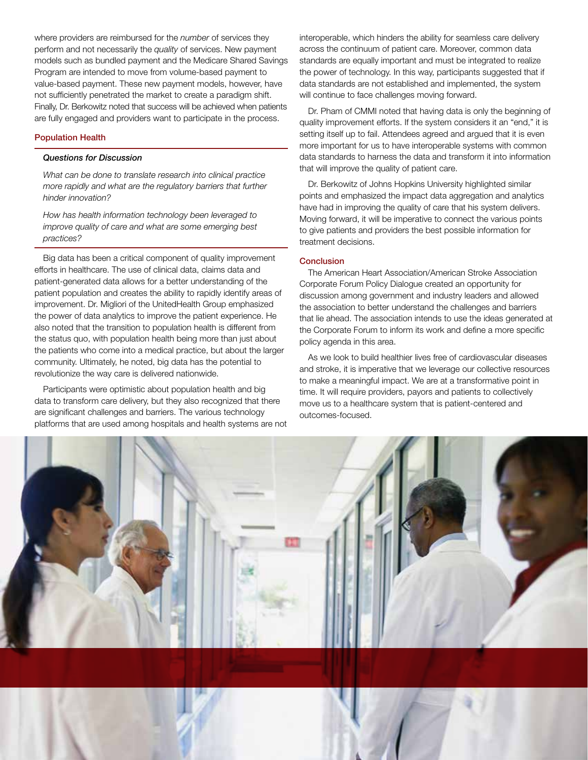where providers are reimbursed for the *number* of services they perform and not necessarily the *quality* of services. New payment models such as bundled payment and the Medicare Shared Savings Program are intended to move from volume-based payment to value-based payment. These new payment models, however, have not sufficiently penetrated the market to create a paradigm shift. Finally, Dr. Berkowitz noted that success will be achieved when patients are fully engaged and providers want to participate in the process.

## Population Health

***Questions for Discussion***

*What can be done to translate research into clinical practice more rapidly and what are the regulatory barriers that further hinder innovation?*

*How has health information technology been leveraged to improve quality of care and what are some emerging best practices?*

Big data has been a critical component of quality improvement efforts in healthcare. The use of clinical data, claims data and patient-generated data allows for a better understanding of the patient population and creates the ability to rapidly identify areas of improvement. Dr. Migliori of the UnitedHealth Group emphasized the power of data analytics to improve the patient experience. He also noted that the transition to population health is different from the status quo, with population health being more than just about the patients who come into a medical practice, but about the larger community. Ultimately, he noted, big data has the potential to revolutionize the way care is delivered nationwide.

Participants were optimistic about population health and big data to transform care delivery, but they also recognized that there are significant challenges and barriers. The various technology platforms that are used among hospitals and health systems are not interoperable, which hinders the ability for seamless care delivery across the continuum of patient care. Moreover, common data standards are equally important and must be integrated to realize the power of technology. In this way, participants suggested that if data standards are not established and implemented, the system will continue to face challenges moving forward.

Dr. Pham of CMMI noted that having data is only the beginning of quality improvement efforts. If the system considers it an "end," it is setting itself up to fail. Attendees agreed and argued that it is even more important for us to have interoperable systems with common data standards to harness the data and transform it into information that will improve the quality of patient care.

Dr. Berkowitz of Johns Hopkins University highlighted similar points and emphasized the impact data aggregation and analytics have had in improving the quality of care that his system delivers. Moving forward, it will be imperative to connect the various points to give patients and providers the best possible information for treatment decisions.

## Conclusion

The American Heart Association/American Stroke Association Corporate Forum Policy Dialogue created an opportunity for discussion among government and industry leaders and allowed the association to better understand the challenges and barriers that lie ahead. The association intends to use the ideas generated at the Corporate Forum to inform its work and define a more specific policy agenda in this area.

As we look to build healthier lives free of cardiovascular diseases and stroke, it is imperative that we leverage our collective resources to make a meaningful impact. We are at a transformative point in time. It will require providers, payors and patients to collectively move us to a healthcare system that is patient-centered and outcomes-focused.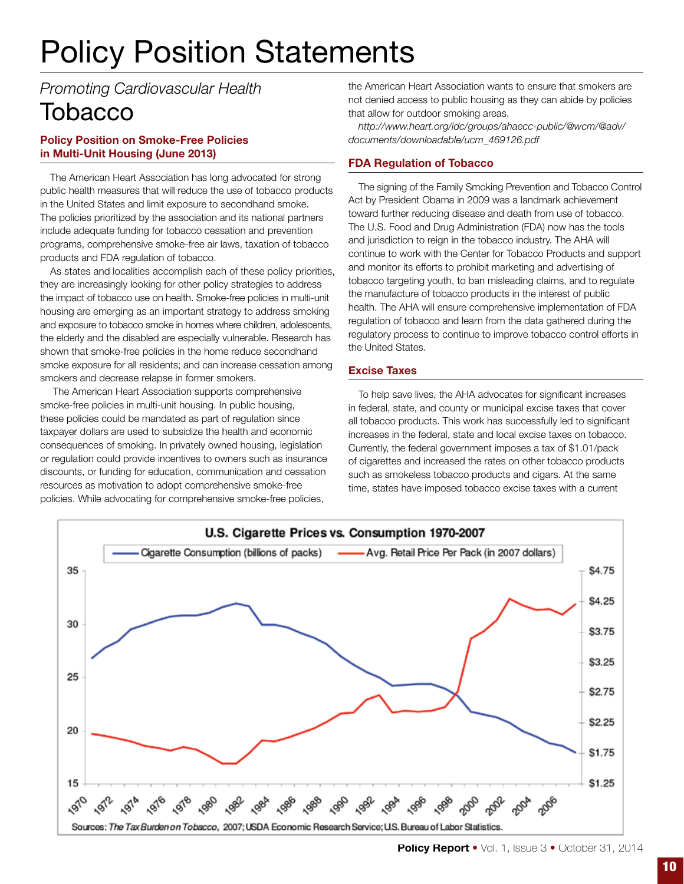# Policy Position Statements

*Promoting Cardiovascular Health*

## Tobacco

### Policy Position on Smoke-Free Policies in Multi-Unit Housing (June 2013)

The American Heart Association has long advocated for strong public health measures that will reduce the use of tobacco products in the United States and limit exposure to secondhand smoke. The policies prioritized by the association and its national partners include adequate funding for tobacco cessation and prevention programs, comprehensive smoke-free air laws, taxation of tobacco products and FDA regulation of tobacco.

As states and localities accomplish each of these policy priorities, they are increasingly looking for other policy strategies to address the impact of tobacco use on health. Smoke-free policies in multi-unit housing are emerging as an important strategy to address smoking and exposure to tobacco smoke in homes where children, adolescents, the elderly and the disabled are especially vulnerable. Research has shown that smoke-free policies in the home reduce secondhand smoke exposure for all residents; and can increase cessation among smokers and decrease relapse in former smokers.

The American Heart Association supports comprehensive smoke-free policies in multi-unit housing. In public housing, these policies could be mandated as part of regulation since taxpayer dollars are used to subsidize the health and economic consequences of smoking. In privately owned housing, legislation or regulation could provide incentives to owners such as insurance discounts, or funding for education, communication and cessation resources as motivation to adopt comprehensive smoke-free policies. While advocating for comprehensive smoke-free policies, the American Heart Association wants to ensure that smokers are not denied access to public housing as they can abide by policies that allow for outdoor smoking areas.

*http://www.heart.org/idc/groups/ahaecc-public/@wcm/@adv/documents/downloadable/ucm_469126.pdf*

### FDA Regulation of Tobacco

The signing of the Family Smoking Prevention and Tobacco Control Act by President Obama in 2009 was a landmark achievement toward further reducing disease and death from use of tobacco. The U.S. Food and Drug Administration (FDA) now has the tools and jurisdiction to reign in the tobacco industry. The AHA will continue to work with the Center for Tobacco Products and support and monitor its efforts to prohibit marketing and advertising of tobacco targeting youth, to ban misleading claims, and to regulate the manufacture of tobacco products in the interest of public health. The AHA will ensure comprehensive implementation of FDA regulation of tobacco and learn from the data gathered during the regulatory process to continue to improve tobacco control efforts in the United States.

### Excise Taxes

To help save lives, the AHA advocates for significant increases in federal, state, and county or municipal excise taxes that cover all tobacco products. This work has successfully led to significant increases in the federal, state and local excise taxes on tobacco. Currently, the federal government imposes a tax of $1.01/pack of cigarettes and increased the rates on other tobacco products such as smokeless tobacco products and cigars. At the same time, states have imposed tobacco excise taxes with a current

**U.S. Cigarette Prices vs. Consumption 1970-2007**

Legend: Cigarette Consumption (billions of packs); Avg. Retail Price Per Pack (in 2007 dollars)

Sources: *The Tax Burden on Tobacco*, 2007; USDA Economic Research Service; U.S. Bureau of Labor Statistics.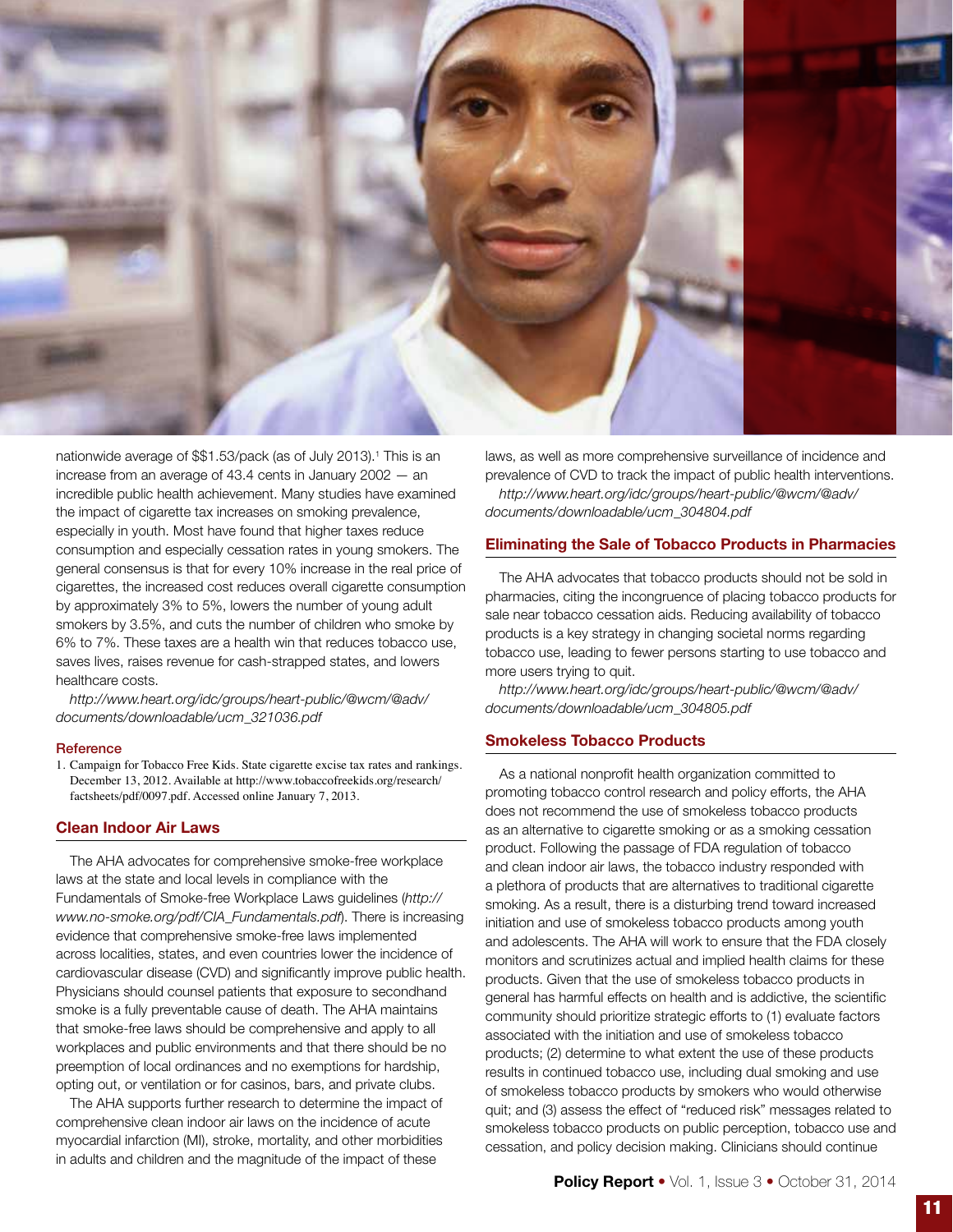nationwide average of $$1.53/pack (as of July 2013).[1] This is an increase from an average of 43.4 cents in January 2002 — an incredible public health achievement. Many studies have examined the impact of cigarette tax increases on smoking prevalence, especially in youth. Most have found that higher taxes reduce consumption and especially cessation rates in young smokers. The general consensus is that for every 10% increase in the real price of cigarettes, the increased cost reduces overall cigarette consumption by approximately 3% to 5%, lowers the number of young adult smokers by 3.5%, and cuts the number of children who smoke by 6% to 7%. These taxes are a health win that reduces tobacco use, saves lives, raises revenue for cash-strapped states, and lowers healthcare costs.

*http://www.heart.org/idc/groups/heart-public/@wcm/@adv/documents/downloadable/ucm_321036.pdf*

#### Reference

1. Campaign for Tobacco Free Kids. State cigarette excise tax rates and rankings. December 13, 2012. Available at http://www.tobaccofreekids.org/research/factsheets/pdf/0097.pdf. Accessed online January 7, 2013.

## Clean Indoor Air Laws

The AHA advocates for comprehensive smoke-free workplace laws at the state and local levels in compliance with the Fundamentals of Smoke-free Workplace Laws guidelines (*http://www.no-smoke.org/pdf/CIA_Fundamentals.pdf*). There is increasing evidence that comprehensive smoke-free laws implemented across localities, states, and even countries lower the incidence of cardiovascular disease (CVD) and significantly improve public health. Physicians should counsel patients that exposure to secondhand smoke is a fully preventable cause of death. The AHA maintains that smoke-free laws should be comprehensive and apply to all workplaces and public environments and that there should be no preemption of local ordinances and no exemptions for hardship, opting out, or ventilation or for casinos, bars, and private clubs.

The AHA supports further research to determine the impact of comprehensive clean indoor air laws on the incidence of acute myocardial infarction (MI), stroke, mortality, and other morbidities in adults and children and the magnitude of the impact of these laws, as well as more comprehensive surveillance of incidence and prevalence of CVD to track the impact of public health interventions.

*http://www.heart.org/idc/groups/heart-public/@wcm/@adv/documents/downloadable/ucm_304804.pdf*

## Eliminating the Sale of Tobacco Products in Pharmacies

The AHA advocates that tobacco products should not be sold in pharmacies, citing the incongruence of placing tobacco products for sale near tobacco cessation aids. Reducing availability of tobacco products is a key strategy in changing societal norms regarding tobacco use, leading to fewer persons starting to use tobacco and more users trying to quit.

*http://www.heart.org/idc/groups/heart-public/@wcm/@adv/documents/downloadable/ucm_304805.pdf*

## Smokeless Tobacco Products

As a national nonprofit health organization committed to promoting tobacco control research and policy efforts, the AHA does not recommend the use of smokeless tobacco products as an alternative to cigarette smoking or as a smoking cessation product. Following the passage of FDA regulation of tobacco and clean indoor air laws, the tobacco industry responded with a plethora of products that are alternatives to traditional cigarette smoking. As a result, there is a disturbing trend toward increased initiation and use of smokeless tobacco products among youth and adolescents. The AHA will work to ensure that the FDA closely monitors and scrutinizes actual and implied health claims for these products. Given that the use of smokeless tobacco products in general has harmful effects on health and is addictive, the scientific community should prioritize strategic efforts to (1) evaluate factors associated with the initiation and use of smokeless tobacco products; (2) determine to what extent the use of these products results in continued tobacco use, including dual smoking and use of smokeless tobacco products by smokers who would otherwise quit; and (3) assess the effect of "reduced risk" messages related to smokeless tobacco products on public perception, tobacco use and cessation, and policy decision making. Clinicians should continue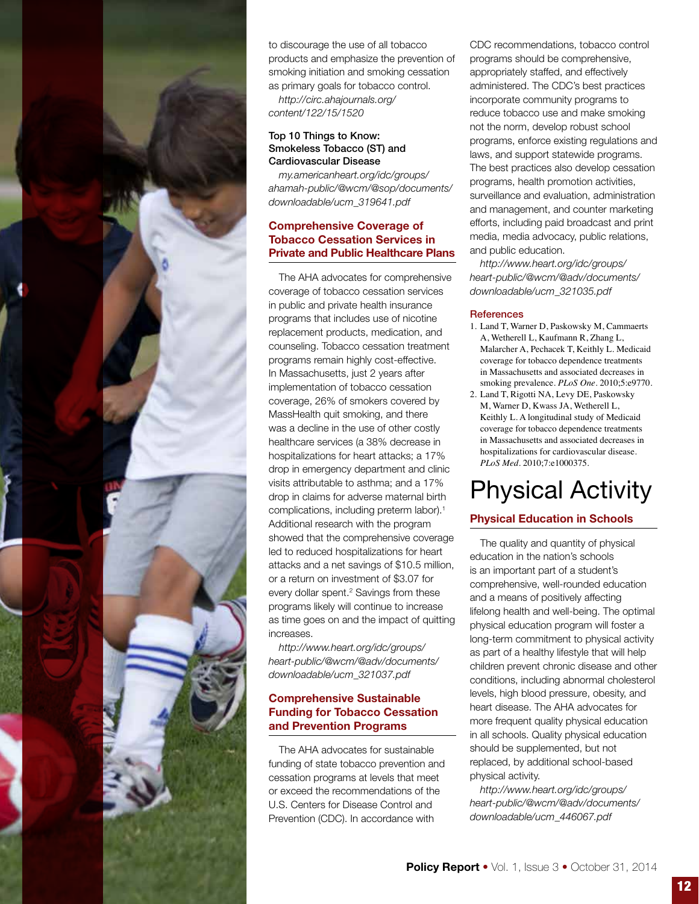to discourage the use of all tobacco products and emphasize the prevention of smoking initiation and smoking cessation as primary goals for tobacco control.

*http://circ.ahajournals.org/content/122/15/1520*

**Top 10 Things to Know: Smokeless Tobacco (ST) and Cardiovascular Disease**

*my.americanheart.org/idc/groups/ahamah-public/@wcm/@sop/documents/downloadable/ucm_319641.pdf*

### Comprehensive Coverage of Tobacco Cessation Services in Private and Public Healthcare Plans

The AHA advocates for comprehensive coverage of tobacco cessation services in public and private health insurance programs that includes use of nicotine replacement products, medication, and counseling. Tobacco cessation treatment programs remain highly cost-effective. In Massachusetts, just 2 years after implementation of tobacco cessation coverage, 26% of smokers covered by MassHealth quit smoking, and there was a decline in the use of other costly healthcare services (a 38% decrease in hospitalizations for heart attacks; a 17% drop in emergency department and clinic visits attributable to asthma; and a 17% drop in claims for adverse maternal birth complications, including preterm labor).[1] Additional research with the program showed that the comprehensive coverage led to reduced hospitalizations for heart attacks and a net savings of $10.5 million, or a return on investment of $3.07 for every dollar spent.[2] Savings from these programs likely will continue to increase as time goes on and the impact of quitting increases.

*http://www.heart.org/idc/groups/heart-public/@wcm/@adv/documents/downloadable/ucm_321037.pdf*

### Comprehensive Sustainable Funding for Tobacco Cessation and Prevention Programs

The AHA advocates for sustainable funding of state tobacco prevention and cessation programs at levels that meet or exceed the recommendations of the U.S. Centers for Disease Control and Prevention (CDC). In accordance with CDC recommendations, tobacco control programs should be comprehensive, appropriately staffed, and effectively administered. The CDC's best practices incorporate community programs to reduce tobacco use and make smoking not the norm, develop robust school programs, enforce existing regulations and laws, and support statewide programs. The best practices also develop cessation programs, health promotion activities, surveillance and evaluation, administration and management, and counter marketing efforts, including paid broadcast and print media, media advocacy, public relations, and public education.

*http://www.heart.org/idc/groups/heart-public/@wcm/@adv/documents/downloadable/ucm_321035.pdf*

#### References

1. Land T, Warner D, Paskowsky M, Cammaerts A, Wetherell L, Kaufmann R, Zhang L, Malarcher A, Pechacek T, Keithly L. Medicaid coverage for tobacco dependence treatments in Massachusetts and associated decreases in smoking prevalence. *PLoS One*. 2010;5:e9770.
2. Land T, Rigotti NA, Levy DE, Paskowsky M, Warner D, Kwass JA, Wetherell L, Keithly L. A longitudinal study of Medicaid coverage for tobacco dependence treatments in Massachusetts and associated decreases in hospitalizations for cardiovascular disease. *PLoS Med*. 2010;7:e1000375.

# Physical Activity

### Physical Education in Schools

The quality and quantity of physical education in the nation's schools is an important part of a student's comprehensive, well-rounded education and a means of positively affecting lifelong health and well-being. The optimal physical education program will foster a long-term commitment to physical activity as part of a healthy lifestyle that will help children prevent chronic disease and other conditions, including abnormal cholesterol levels, high blood pressure, obesity, and heart disease. The AHA advocates for more frequent quality physical education in all schools. Quality physical education should be supplemented, but not replaced, by additional school-based physical activity.

*http://www.heart.org/idc/groups/heart-public/@wcm/@adv/documents/downloadable/ucm_446067.pdf*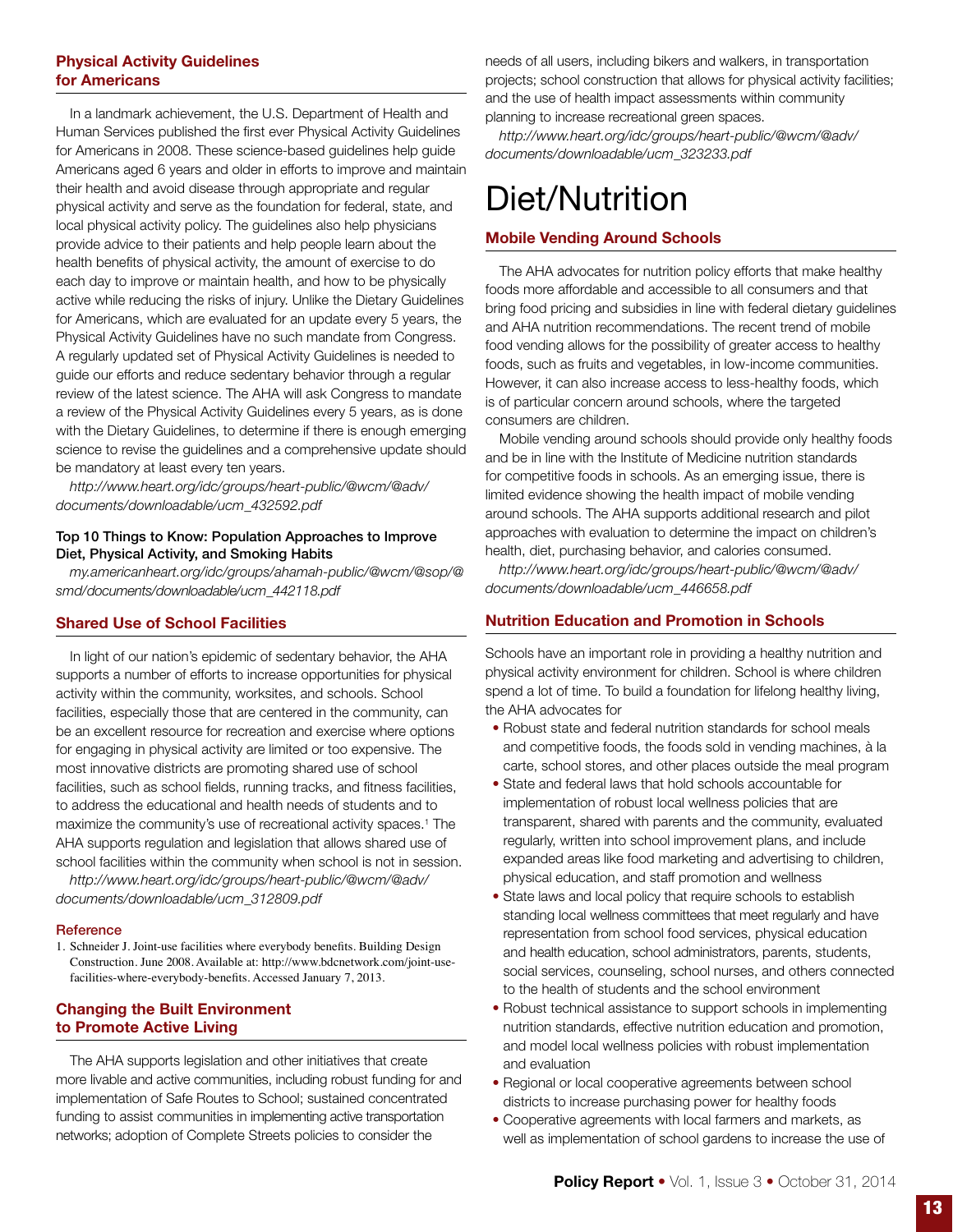### Physical Activity Guidelines for Americans

In a landmark achievement, the U.S. Department of Health and Human Services published the first ever Physical Activity Guidelines for Americans in 2008. These science-based guidelines help guide Americans aged 6 years and older in efforts to improve and maintain their health and avoid disease through appropriate and regular physical activity and serve as the foundation for federal, state, and local physical activity policy. The guidelines also help physicians provide advice to their patients and help people learn about the health benefits of physical activity, the amount of exercise to do each day to improve or maintain health, and how to be physically active while reducing the risks of injury. Unlike the Dietary Guidelines for Americans, which are evaluated for an update every 5 years, the Physical Activity Guidelines have no such mandate from Congress. A regularly updated set of Physical Activity Guidelines is needed to guide our efforts and reduce sedentary behavior through a regular review of the latest science. The AHA will ask Congress to mandate a review of the Physical Activity Guidelines every 5 years, as is done with the Dietary Guidelines, to determine if there is enough emerging science to revise the guidelines and a comprehensive update should be mandatory at least every ten years.

*http://www.heart.org/idc/groups/heart-public/@wcm/@adv/documents/downloadable/ucm_432592.pdf*

**Top 10 Things to Know: Population Approaches to Improve Diet, Physical Activity, and Smoking Habits**

*my.americanheart.org/idc/groups/ahamah-public/@wcm/@sop/@smd/documents/downloadable/ucm_442118.pdf*

### Shared Use of School Facilities

In light of our nation's epidemic of sedentary behavior, the AHA supports a number of efforts to increase opportunities for physical activity within the community, worksites, and schools. School facilities, especially those that are centered in the community, can be an excellent resource for recreation and exercise where options for engaging in physical activity are limited or too expensive. The most innovative districts are promoting shared use of school facilities, such as school fields, running tracks, and fitness facilities, to address the educational and health needs of students and to maximize the community's use of recreational activity spaces.[1] The AHA supports regulation and legislation that allows shared use of school facilities within the community when school is not in session.

*http://www.heart.org/idc/groups/heart-public/@wcm/@adv/documents/downloadable/ucm_312809.pdf*

#### Reference

1. Schneider J. Joint-use facilities where everybody benefits. Building Design Construction. June 2008. Available at: http://www.bdcnetwork.com/joint-use-facilities-where-everybody-benefits. Accessed January 7, 2013.

### Changing the Built Environment to Promote Active Living

The AHA supports legislation and other initiatives that create more livable and active communities, including robust funding for and implementation of Safe Routes to School; sustained concentrated funding to assist communities in implementing active transportation networks; adoption of Complete Streets policies to consider the needs of all users, including bikers and walkers, in transportation projects; school construction that allows for physical activity facilities; and the use of health impact assessments within community planning to increase recreational green spaces.

*http://www.heart.org/idc/groups/heart-public/@wcm/@adv/documents/downloadable/ucm_323233.pdf*

# Diet/Nutrition

### Mobile Vending Around Schools

The AHA advocates for nutrition policy efforts that make healthy foods more affordable and accessible to all consumers and that bring food pricing and subsidies in line with federal dietary guidelines and AHA nutrition recommendations. The recent trend of mobile food vending allows for the possibility of greater access to healthy foods, such as fruits and vegetables, in low-income communities. However, it can also increase access to less-healthy foods, which is of particular concern around schools, where the targeted consumers are children.

Mobile vending around schools should provide only healthy foods and be in line with the Institute of Medicine nutrition standards for competitive foods in schools. As an emerging issue, there is limited evidence showing the health impact of mobile vending around schools. The AHA supports additional research and pilot approaches with evaluation to determine the impact on children's health, diet, purchasing behavior, and calories consumed.

*http://www.heart.org/idc/groups/heart-public/@wcm/@adv/documents/downloadable/ucm_446658.pdf*

### Nutrition Education and Promotion in Schools

Schools have an important role in providing a healthy nutrition and physical activity environment for children. School is where children spend a lot of time. To build a foundation for lifelong healthy living, the AHA advocates for

- Robust state and federal nutrition standards for school meals and competitive foods, the foods sold in vending machines, à la carte, school stores, and other places outside the meal program
- State and federal laws that hold schools accountable for implementation of robust local wellness policies that are transparent, shared with parents and the community, evaluated regularly, written into school improvement plans, and include expanded areas like food marketing and advertising to children, physical education, and staff promotion and wellness
- State laws and local policy that require schools to establish standing local wellness committees that meet regularly and have representation from school food services, physical education and health education, school administrators, parents, students, social services, counseling, school nurses, and others connected to the health of students and the school environment
- Robust technical assistance to support schools in implementing nutrition standards, effective nutrition education and promotion, and model local wellness policies with robust implementation and evaluation
- Regional or local cooperative agreements between school districts to increase purchasing power for healthy foods
- Cooperative agreements with local farmers and markets, as well as implementation of school gardens to increase the use of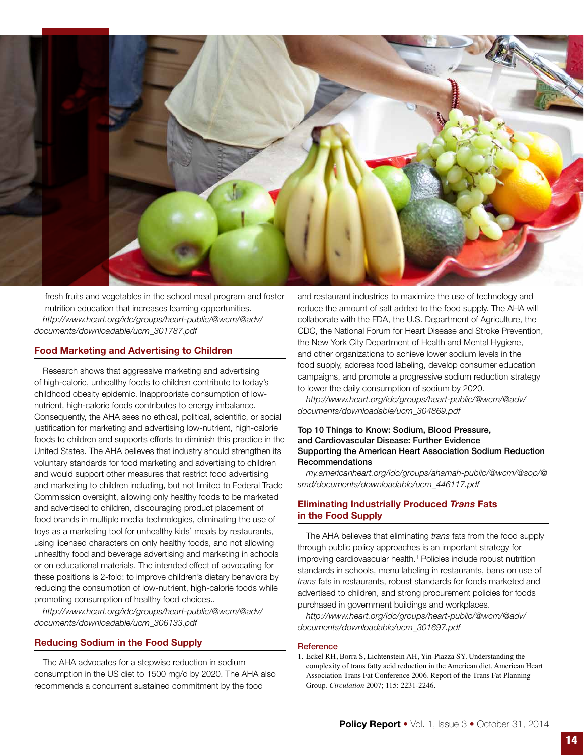fresh fruits and vegetables in the school meal program and foster nutrition education that increases learning opportunities.

*http://www.heart.org/idc/groups/heart-public/@wcm/@adv/documents/downloadable/ucm_301787.pdf*

## Food Marketing and Advertising to Children

Research shows that aggressive marketing and advertising of high-calorie, unhealthy foods to children contribute to today's childhood obesity epidemic. Inappropriate consumption of low-nutrient, high-calorie foods contributes to energy imbalance. Consequently, the AHA sees no ethical, political, scientific, or social justification for marketing and advertising low-nutrient, high-calorie foods to children and supports efforts to diminish this practice in the United States. The AHA believes that industry should strengthen its voluntary standards for food marketing and advertising to children and would support other measures that restrict food advertising and marketing to children including, but not limited to Federal Trade Commission oversight, allowing only healthy foods to be marketed and advertised to children, discouraging product placement of food brands in multiple media technologies, eliminating the use of toys as a marketing tool for unhealthy kids' meals by restaurants, using licensed characters on only healthy foods, and not allowing unhealthy food and beverage advertising and marketing in schools or on educational materials. The intended effect of advocating for these positions is 2-fold: to improve children's dietary behaviors by reducing the consumption of low-nutrient, high-calorie foods while promoting consumption of healthy food choices..

*http://www.heart.org/idc/groups/heart-public/@wcm/@adv/documents/downloadable/ucm_306133.pdf*

## Reducing Sodium in the Food Supply

The AHA advocates for a stepwise reduction in sodium consumption in the US diet to 1500 mg/d by 2020. The AHA also recommends a concurrent sustained commitment by the food and restaurant industries to maximize the use of technology and reduce the amount of salt added to the food supply. The AHA will collaborate with the FDA, the U.S. Department of Agriculture, the CDC, the National Forum for Heart Disease and Stroke Prevention, the New York City Department of Health and Mental Hygiene, and other organizations to achieve lower sodium levels in the food supply, address food labeling, develop consumer education campaigns, and promote a progressive sodium reduction strategy to lower the daily consumption of sodium by 2020.

*http://www.heart.org/idc/groups/heart-public/@wcm/@adv/documents/downloadable/ucm_304869.pdf*

**Top 10 Things to Know: Sodium, Blood Pressure, and Cardiovascular Disease: Further Evidence Supporting the American Heart Association Sodium Reduction Recommendations**

*my.americanheart.org/idc/groups/ahamah-public/@wcm/@sop/@smd/documents/downloadable/ucm_446117.pdf*

## Eliminating Industrially Produced *Trans* Fats in the Food Supply

The AHA believes that eliminating *trans* fats from the food supply through public policy approaches is an important strategy for improving cardiovascular health.[1] Policies include robust nutrition standards in schools, menu labeling in restaurants, bans on use of *trans* fats in restaurants, robust standards for foods marketed and advertised to children, and strong procurement policies for foods purchased in government buildings and workplaces.

*http://www.heart.org/idc/groups/heart-public/@wcm/@adv/documents/downloadable/ucm_301697.pdf*

### Reference

1. Eckel RH, Borra S, Lichtenstein AH, Yin-Piazza SY. Understanding the complexity of trans fatty acid reduction in the American diet. American Heart Association Trans Fat Conference 2006. Report of the Trans Fat Planning Group. *Circulation* 2007; 115: 2231-2246.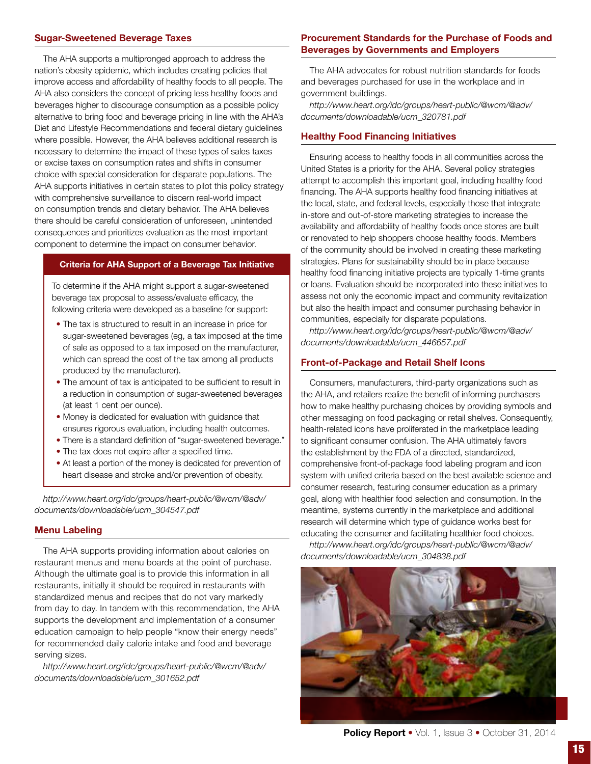## Sugar-Sweetened Beverage Taxes

The AHA supports a multipronged approach to address the nation's obesity epidemic, which includes creating policies that improve access and affordability of healthy foods to all people. The AHA also considers the concept of pricing less healthy foods and beverages higher to discourage consumption as a possible policy alternative to bring food and beverage pricing in line with the AHA's Diet and Lifestyle Recommendations and federal dietary guidelines where possible. However, the AHA believes additional research is necessary to determine the impact of these types of sales taxes or excise taxes on consumption rates and shifts in consumer choice with special consideration for disparate populations. The AHA supports initiatives in certain states to pilot this policy strategy with comprehensive surveillance to discern real-world impact on consumption trends and dietary behavior. The AHA believes there should be careful consideration of unforeseen, unintended consequences and prioritizes evaluation as the most important component to determine the impact on consumer behavior.

### Criteria for AHA Support of a Beverage Tax Initiative

To determine if the AHA might support a sugar-sweetened beverage tax proposal to assess/evaluate efficacy, the following criteria were developed as a baseline for support:

- The tax is structured to result in an increase in price for sugar-sweetened beverages (eg, a tax imposed at the time of sale as opposed to a tax imposed on the manufacturer, which can spread the cost of the tax among all products produced by the manufacturer).
- The amount of tax is anticipated to be sufficient to result in a reduction in consumption of sugar-sweetened beverages (at least 1 cent per ounce).
- Money is dedicated for evaluation with guidance that ensures rigorous evaluation, including health outcomes.
- There is a standard definition of "sugar-sweetened beverage."
- The tax does not expire after a specified time.
- At least a portion of the money is dedicated for prevention of heart disease and stroke and/or prevention of obesity.

*http://www.heart.org/idc/groups/heart-public/@wcm/@adv/documents/downloadable/ucm_304547.pdf*

## Menu Labeling

The AHA supports providing information about calories on restaurant menus and menu boards at the point of purchase. Although the ultimate goal is to provide this information in all restaurants, initially it should be required in restaurants with standardized menus and recipes that do not vary markedly from day to day. In tandem with this recommendation, the AHA supports the development and implementation of a consumer education campaign to help people "know their energy needs" for recommended daily calorie intake and food and beverage serving sizes.

*http://www.heart.org/idc/groups/heart-public/@wcm/@adv/documents/downloadable/ucm_301652.pdf*

## Procurement Standards for the Purchase of Foods and Beverages by Governments and Employers

The AHA advocates for robust nutrition standards for foods and beverages purchased for use in the workplace and in government buildings.

*http://www.heart.org/idc/groups/heart-public/@wcm/@adv/documents/downloadable/ucm_320781.pdf*

## Healthy Food Financing Initiatives

Ensuring access to healthy foods in all communities across the United States is a priority for the AHA. Several policy strategies attempt to accomplish this important goal, including healthy food financing. The AHA supports healthy food financing initiatives at the local, state, and federal levels, especially those that integrate in-store and out-of-store marketing strategies to increase the availability and affordability of healthy foods once stores are built or renovated to help shoppers choose healthy foods. Members of the community should be involved in creating these marketing strategies. Plans for sustainability should be in place because healthy food financing initiative projects are typically 1-time grants or loans. Evaluation should be incorporated into these initiatives to assess not only the economic impact and community revitalization but also the health impact and consumer purchasing behavior in communities, especially for disparate populations.

*http://www.heart.org/idc/groups/heart-public/@wcm/@adv/documents/downloadable/ucm_446657.pdf*

## Front-of-Package and Retail Shelf Icons

Consumers, manufacturers, third-party organizations such as the AHA, and retailers realize the benefit of informing purchasers how to make healthy purchasing choices by providing symbols and other messaging on food packaging or retail shelves. Consequently, health-related icons have proliferated in the marketplace leading to significant consumer confusion. The AHA ultimately favors the establishment by the FDA of a directed, standardized, comprehensive front-of-package food labeling program and icon system with unified criteria based on the best available science and consumer research, featuring consumer education as a primary goal, along with healthier food selection and consumption. In the meantime, systems currently in the marketplace and additional research will determine which type of guidance works best for educating the consumer and facilitating healthier food choices.

*http://www.heart.org/idc/groups/heart-public/@wcm/@adv/documents/downloadable/ucm_304838.pdf*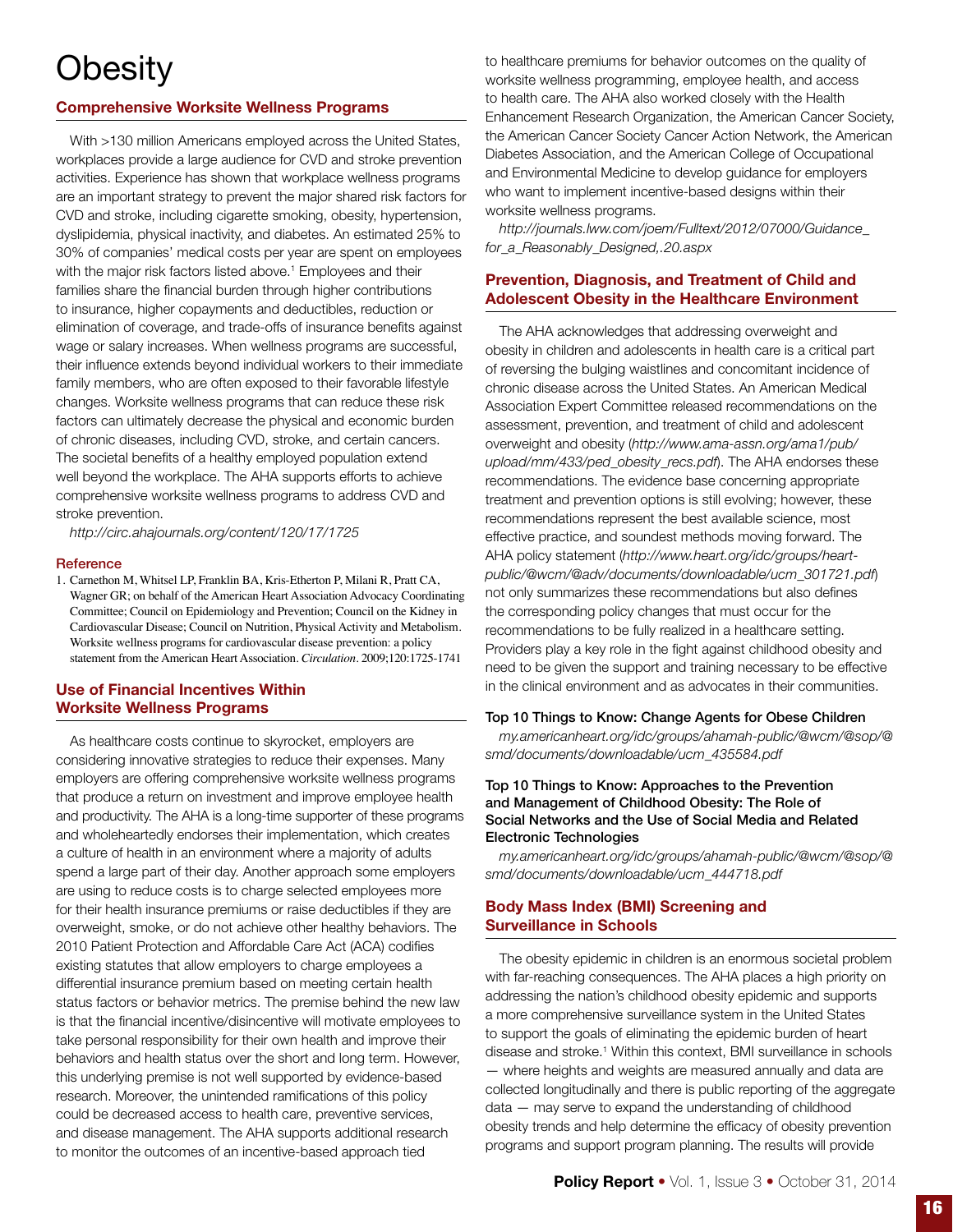# Obesity

## Comprehensive Worksite Wellness Programs

With >130 million Americans employed across the United States, workplaces provide a large audience for CVD and stroke prevention activities. Experience has shown that workplace wellness programs are an important strategy to prevent the major shared risk factors for CVD and stroke, including cigarette smoking, obesity, hypertension, dyslipidemia, physical inactivity, and diabetes. An estimated 25% to 30% of companies' medical costs per year are spent on employees with the major risk factors listed above.[1] Employees and their families share the financial burden through higher contributions to insurance, higher copayments and deductibles, reduction or elimination of coverage, and trade-offs of insurance benefits against wage or salary increases. When wellness programs are successful, their influence extends beyond individual workers to their immediate family members, who are often exposed to their favorable lifestyle changes. Worksite wellness programs that can reduce these risk factors can ultimately decrease the physical and economic burden of chronic diseases, including CVD, stroke, and certain cancers. The societal benefits of a healthy employed population extend well beyond the workplace. The AHA supports efforts to achieve comprehensive worksite wellness programs to address CVD and stroke prevention.

*http://circ.ahajournals.org/content/120/17/1725*

### Reference

1. Carnethon M, Whitsel LP, Franklin BA, Kris-Etherton P, Milani R, Pratt CA, Wagner GR; on behalf of the American Heart Association Advocacy Coordinating Committee; Council on Epidemiology and Prevention; Council on the Kidney in Cardiovascular Disease; Council on Nutrition, Physical Activity and Metabolism. Worksite wellness programs for cardiovascular disease prevention: a policy statement from the American Heart Association. *Circulation*. 2009;120:1725-1741

## Use of Financial Incentives Within Worksite Wellness Programs

As healthcare costs continue to skyrocket, employers are considering innovative strategies to reduce their expenses. Many employers are offering comprehensive worksite wellness programs that produce a return on investment and improve employee health and productivity. The AHA is a long-time supporter of these programs and wholeheartedly endorses their implementation, which creates a culture of health in an environment where a majority of adults spend a large part of their day. Another approach some employers are using to reduce costs is to charge selected employees more for their health insurance premiums or raise deductibles if they are overweight, smoke, or do not achieve other healthy behaviors. The 2010 Patient Protection and Affordable Care Act (ACA) codifies existing statutes that allow employers to charge employees a differential insurance premium based on meeting certain health status factors or behavior metrics. The premise behind the new law is that the financial incentive/disincentive will motivate employees to take personal responsibility for their own health and improve their behaviors and health status over the short and long term. However, this underlying premise is not well supported by evidence-based research. Moreover, the unintended ramifications of this policy could be decreased access to health care, preventive services, and disease management. The AHA supports additional research to monitor the outcomes of an incentive-based approach tied to healthcare premiums for behavior outcomes on the quality of worksite wellness programming, employee health, and access to health care. The AHA also worked closely with the Health Enhancement Research Organization, the American Cancer Society, the American Cancer Society Cancer Action Network, the American Diabetes Association, and the American College of Occupational and Environmental Medicine to develop guidance for employers who want to implement incentive-based designs within their worksite wellness programs.

*http://journals.lww.com/joem/Fulltext/2012/07000/Guidance_for_a_Reasonably_Designed,.20.aspx*

## Prevention, Diagnosis, and Treatment of Child and Adolescent Obesity in the Healthcare Environment

The AHA acknowledges that addressing overweight and obesity in children and adolescents in health care is a critical part of reversing the bulging waistlines and concomitant incidence of chronic disease across the United States. An American Medical Association Expert Committee released recommendations on the assessment, prevention, and treatment of child and adolescent overweight and obesity (*http://www.ama-assn.org/ama1/pub/upload/mm/433/ped_obesity_recs.pdf*). The AHA endorses these recommendations. The evidence base concerning appropriate treatment and prevention options is still evolving; however, these recommendations represent the best available science, most effective practice, and soundest methods moving forward. The AHA policy statement (*http://www.heart.org/idc/groups/heart-public/@wcm/@adv/documents/downloadable/ucm_301721.pdf*) not only summarizes these recommendations but also defines the corresponding policy changes that must occur for the recommendations to be fully realized in a healthcare setting. Providers play a key role in the fight against childhood obesity and need to be given the support and training necessary to be effective in the clinical environment and as advocates in their communities.

#### Top 10 Things to Know: Change Agents for Obese Children

*my.americanheart.org/idc/groups/ahamah-public/@wcm/@sop/@smd/documents/downloadable/ucm_435584.pdf*

#### Top 10 Things to Know: Approaches to the Prevention and Management of Childhood Obesity: The Role of Social Networks and the Use of Social Media and Related Electronic Technologies

*my.americanheart.org/idc/groups/ahamah-public/@wcm/@sop/@smd/documents/downloadable/ucm_444718.pdf*

## Body Mass Index (BMI) Screening and Surveillance in Schools

The obesity epidemic in children is an enormous societal problem with far-reaching consequences. The AHA places a high priority on addressing the nation's childhood obesity epidemic and supports a more comprehensive surveillance system in the United States to support the goals of eliminating the epidemic burden of heart disease and stroke.[1] Within this context, BMI surveillance in schools — where heights and weights are measured annually and data are collected longitudinally and there is public reporting of the aggregate data — may serve to expand the understanding of childhood obesity trends and help determine the efficacy of obesity prevention programs and support program planning. The results will provide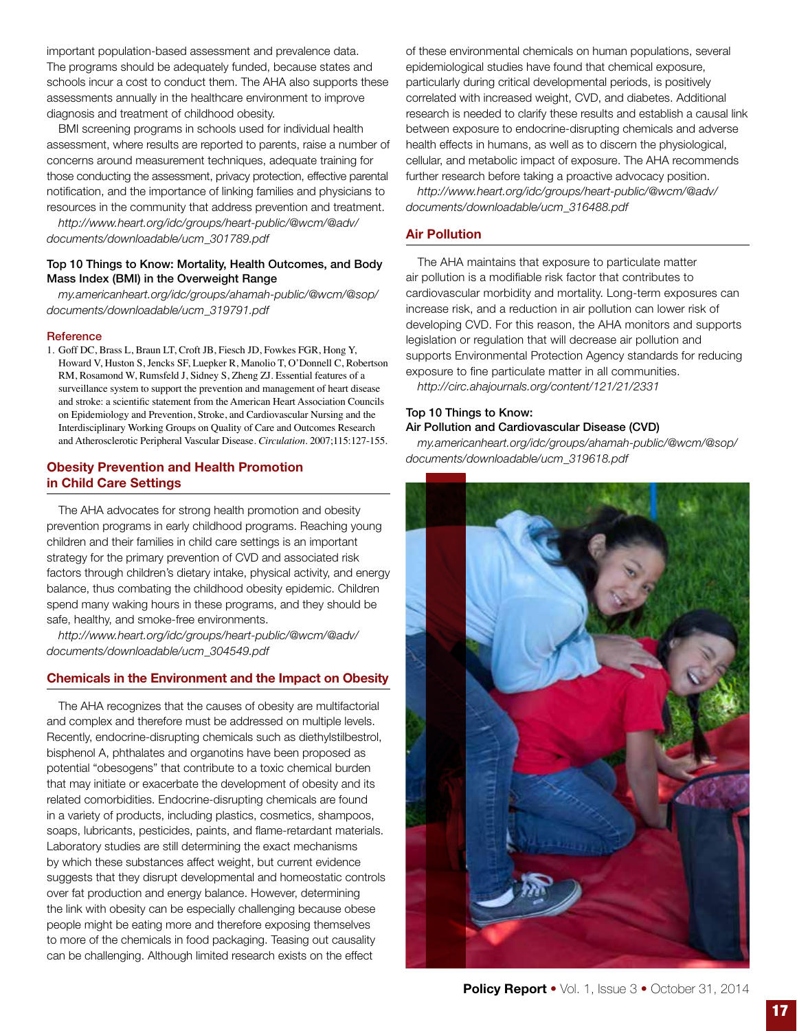important population-based assessment and prevalence data. The programs should be adequately funded, because states and schools incur a cost to conduct them. The AHA also supports these assessments annually in the healthcare environment to improve diagnosis and treatment of childhood obesity.

BMI screening programs in schools used for individual health assessment, where results are reported to parents, raise a number of concerns around measurement techniques, adequate training for those conducting the assessment, privacy protection, effective parental notification, and the importance of linking families and physicians to resources in the community that address prevention and treatment.

*http://www.heart.org/idc/groups/heart-public/@wcm/@adv/documents/downloadable/ucm_301789.pdf*

**Top 10 Things to Know: Mortality, Health Outcomes, and Body Mass Index (BMI) in the Overweight Range**

*my.americanheart.org/idc/groups/ahamah-public/@wcm/@sop/documents/downloadable/ucm_319791.pdf*

### Reference

1. Goff DC, Brass L, Braun LT, Croft JB, Fiesch JD, Fowkes FGR, Hong Y, Howard V, Huston S, Jencks SF, Luepker R, Manolio T, O'Donnell C, Robertson RM, Rosamond W, Rumsfeld J, Sidney S, Zheng ZJ. Essential features of a surveillance system to support the prevention and management of heart disease and stroke: a scientific statement from the American Heart Association Councils on Epidemiology and Prevention, Stroke, and Cardiovascular Nursing and the Interdisciplinary Working Groups on Quality of Care and Outcomes Research and Atherosclerotic Peripheral Vascular Disease. *Circulation*. 2007;115:127-155.

## Obesity Prevention and Health Promotion in Child Care Settings

The AHA advocates for strong health promotion and obesity prevention programs in early childhood programs. Reaching young children and their families in child care settings is an important strategy for the primary prevention of CVD and associated risk factors through children's dietary intake, physical activity, and energy balance, thus combating the childhood obesity epidemic. Children spend many waking hours in these programs, and they should be safe, healthy, and smoke-free environments.

*http://www.heart.org/idc/groups/heart-public/@wcm/@adv/documents/downloadable/ucm_304549.pdf*

## Chemicals in the Environment and the Impact on Obesity

The AHA recognizes that the causes of obesity are multifactorial and complex and therefore must be addressed on multiple levels. Recently, endocrine-disrupting chemicals such as diethylstilbestrol, bisphenol A, phthalates and organotins have been proposed as potential "obesogens" that contribute to a toxic chemical burden that may initiate or exacerbate the development of obesity and its related comorbidities. Endocrine-disrupting chemicals are found in a variety of products, including plastics, cosmetics, shampoos, soaps, lubricants, pesticides, paints, and flame-retardant materials. Laboratory studies are still determining the exact mechanisms by which these substances affect weight, but current evidence suggests that they disrupt developmental and homeostatic controls over fat production and energy balance. However, determining the link with obesity can be especially challenging because obese people might be eating more and therefore exposing themselves to more of the chemicals in food packaging. Teasing out causality can be challenging. Although limited research exists on the effect of these environmental chemicals on human populations, several epidemiological studies have found that chemical exposure, particularly during critical developmental periods, is positively correlated with increased weight, CVD, and diabetes. Additional research is needed to clarify these results and establish a causal link between exposure to endocrine-disrupting chemicals and adverse health effects in humans, as well as to discern the physiological, cellular, and metabolic impact of exposure. The AHA recommends further research before taking a proactive advocacy position.

*http://www.heart.org/idc/groups/heart-public/@wcm/@adv/documents/downloadable/ucm_316488.pdf*

## Air Pollution

The AHA maintains that exposure to particulate matter air pollution is a modifiable risk factor that contributes to cardiovascular morbidity and mortality. Long-term exposures can increase risk, and a reduction in air pollution can lower risk of developing CVD. For this reason, the AHA monitors and supports legislation or regulation that will decrease air pollution and supports Environmental Protection Agency standards for reducing exposure to fine particulate matter in all communities.

*http://circ.ahajournals.org/content/121/21/2331*

**Top 10 Things to Know: Air Pollution and Cardiovascular Disease (CVD)**

*my.americanheart.org/idc/groups/ahamah-public/@wcm/@sop/documents/downloadable/ucm_319618.pdf*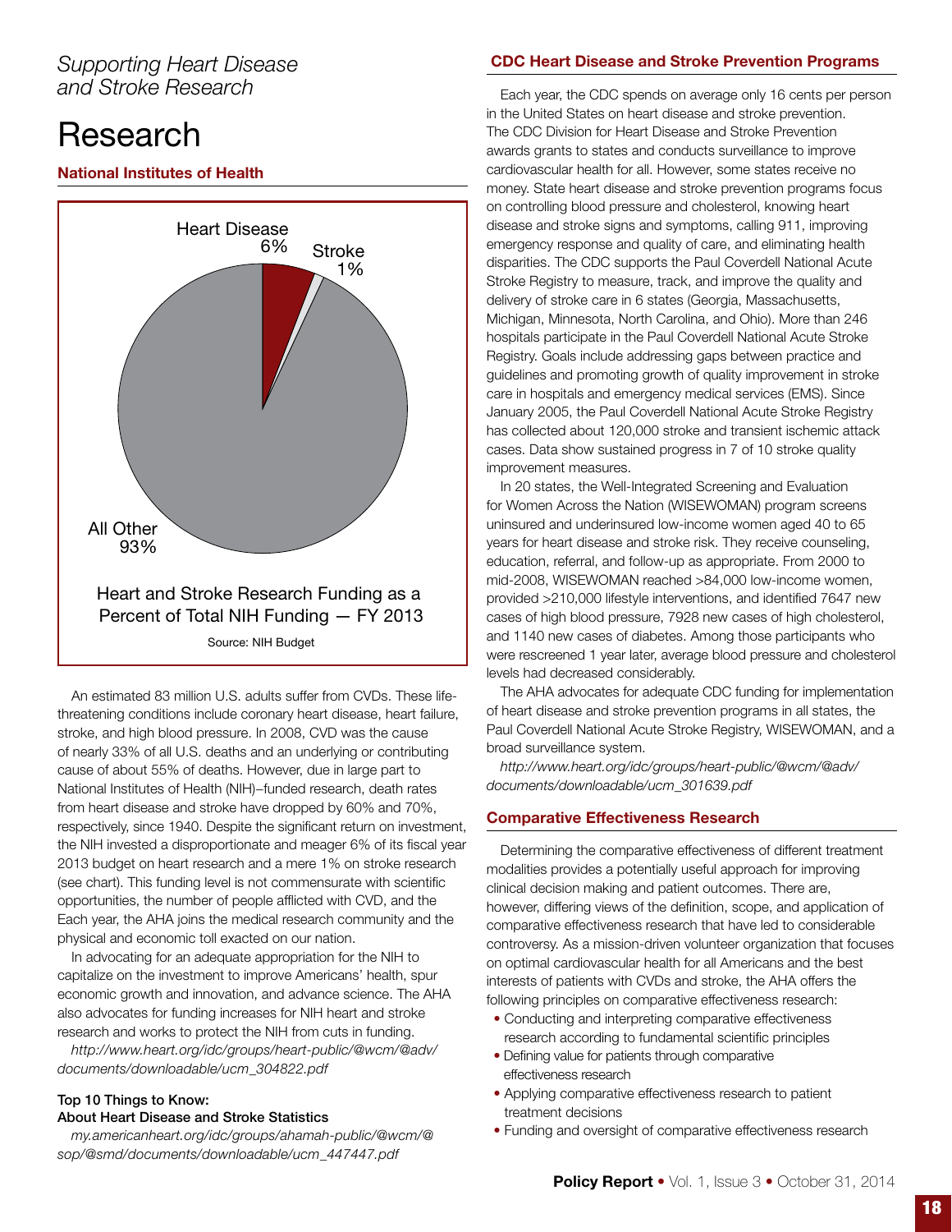*Supporting Heart Disease and Stroke Research*

# Research

## National Institutes of Health

Heart Disease 6%

Stroke 1%

All Other 93%

Heart and Stroke Research Funding as a Percent of Total NIH Funding — FY 2013

Source: NIH Budget

An estimated 83 million U.S. adults suffer from CVDs. These life-threatening conditions include coronary heart disease, heart failure, stroke, and high blood pressure. In 2008, CVD was the cause of nearly 33% of all U.S. deaths and an underlying or contributing cause of about 55% of deaths. However, due in large part to National Institutes of Health (NIH)–funded research, death rates from heart disease and stroke have dropped by 60% and 70%, respectively, since 1940. Despite the significant return on investment, the NIH invested a disproportionate and meager 6% of its fiscal year 2013 budget on heart research and a mere 1% on stroke research (see chart). This funding level is not commensurate with scientific opportunities, the number of people afflicted with CVD, and the Each year, the AHA joins the medical research community and the physical and economic toll exacted on our nation.

In advocating for an adequate appropriation for the NIH to capitalize on the investment to improve Americans' health, spur economic growth and innovation, and advance science. The AHA also advocates for funding increases for NIH heart and stroke research and works to protect the NIH from cuts in funding.

*http://www.heart.org/idc/groups/heart-public/@wcm/@adv/documents/downloadable/ucm_304822.pdf*

**Top 10 Things to Know:**
**About Heart Disease and Stroke Statistics**

*my.americanheart.org/idc/groups/ahamah-public/@wcm/@sop/@smd/documents/downloadable/ucm_447447.pdf*

## CDC Heart Disease and Stroke Prevention Programs

Each year, the CDC spends on average only 16 cents per person in the United States on heart disease and stroke prevention. The CDC Division for Heart Disease and Stroke Prevention awards grants to states and conducts surveillance to improve cardiovascular health for all. However, some states receive no money. State heart disease and stroke prevention programs focus on controlling blood pressure and cholesterol, knowing heart disease and stroke signs and symptoms, calling 911, improving emergency response and quality of care, and eliminating health disparities. The CDC supports the Paul Coverdell National Acute Stroke Registry to measure, track, and improve the quality and delivery of stroke care in 6 states (Georgia, Massachusetts, Michigan, Minnesota, North Carolina, and Ohio). More than 246 hospitals participate in the Paul Coverdell National Acute Stroke Registry. Goals include addressing gaps between practice and guidelines and promoting growth of quality improvement in stroke care in hospitals and emergency medical services (EMS). Since January 2005, the Paul Coverdell National Acute Stroke Registry has collected about 120,000 stroke and transient ischemic attack cases. Data show sustained progress in 7 of 10 stroke quality improvement measures.

In 20 states, the Well-Integrated Screening and Evaluation for Women Across the Nation (WISEWOMAN) program screens uninsured and underinsured low-income women aged 40 to 65 years for heart disease and stroke risk. They receive counseling, education, referral, and follow-up as appropriate. From 2000 to mid-2008, WISEWOMAN reached >84,000 low-income women, provided >210,000 lifestyle interventions, and identified 7647 new cases of high blood pressure, 7928 new cases of high cholesterol, and 1140 new cases of diabetes. Among those participants who were rescreened 1 year later, average blood pressure and cholesterol levels had decreased considerably.

The AHA advocates for adequate CDC funding for implementation of heart disease and stroke prevention programs in all states, the Paul Coverdell National Acute Stroke Registry, WISEWOMAN, and a broad surveillance system.

*http://www.heart.org/idc/groups/heart-public/@wcm/@adv/documents/downloadable/ucm_301639.pdf*

## Comparative Effectiveness Research

Determining the comparative effectiveness of different treatment modalities provides a potentially useful approach for improving clinical decision making and patient outcomes. There are, however, differing views of the definition, scope, and application of comparative effectiveness research that have led to considerable controversy. As a mission-driven volunteer organization that focuses on optimal cardiovascular health for all Americans and the best interests of patients with CVDs and stroke, the AHA offers the following principles on comparative effectiveness research:

- Conducting and interpreting comparative effectiveness research according to fundamental scientific principles
- Defining value for patients through comparative effectiveness research
- Applying comparative effectiveness research to patient treatment decisions
- Funding and oversight of comparative effectiveness research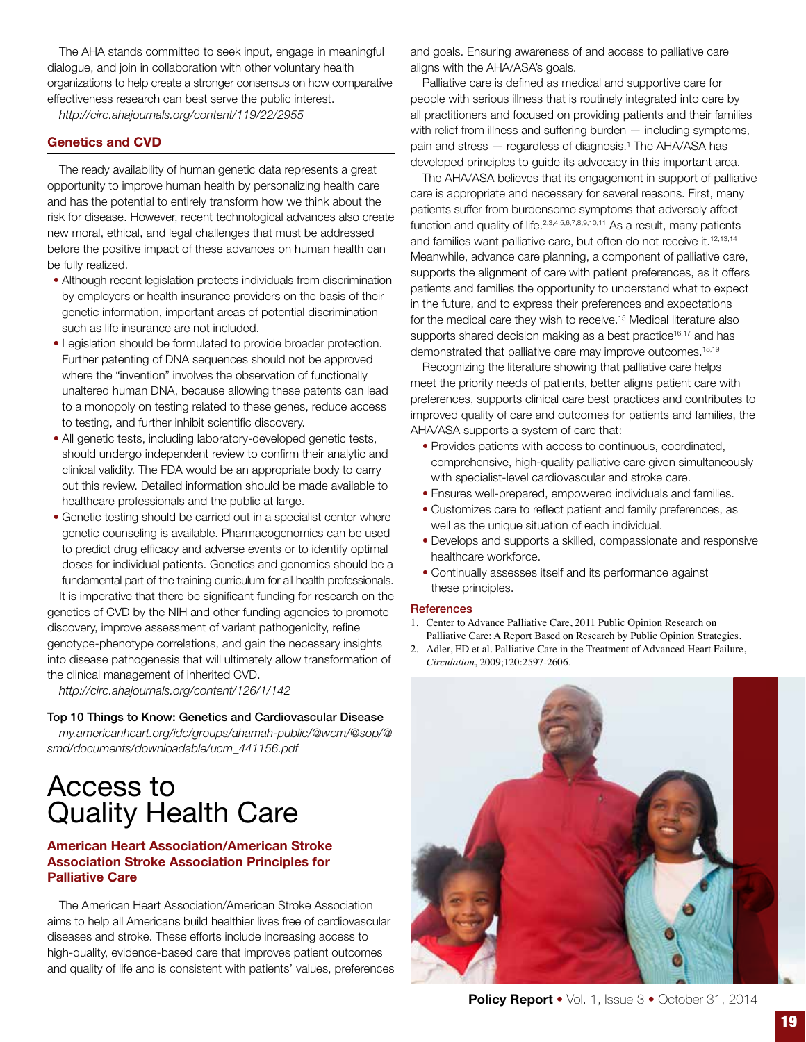The AHA stands committed to seek input, engage in meaningful dialogue, and join in collaboration with other voluntary health organizations to help create a stronger consensus on how comparative effectiveness research can best serve the public interest.

*http://circ.ahajournals.org/content/119/22/2955*

### Genetics and CVD

The ready availability of human genetic data represents a great opportunity to improve human health by personalizing health care and has the potential to entirely transform how we think about the risk for disease. However, recent technological advances also create new moral, ethical, and legal challenges that must be addressed before the positive impact of these advances on human health can be fully realized.

- Although recent legislation protects individuals from discrimination by employers or health insurance providers on the basis of their genetic information, important areas of potential discrimination such as life insurance are not included.
- Legislation should be formulated to provide broader protection. Further patenting of DNA sequences should not be approved where the "invention" involves the observation of functionally unaltered human DNA, because allowing these patents can lead to a monopoly on testing related to these genes, reduce access to testing, and further inhibit scientific discovery.
- All genetic tests, including laboratory-developed genetic tests, should undergo independent review to confirm their analytic and clinical validity. The FDA would be an appropriate body to carry out this review. Detailed information should be made available to healthcare professionals and the public at large.
- Genetic testing should be carried out in a specialist center where genetic counseling is available. Pharmacogenomics can be used to predict drug efficacy and adverse events or to identify optimal doses for individual patients. Genetics and genomics should be a fundamental part of the training curriculum for all health professionals.

It is imperative that there be significant funding for research on the genetics of CVD by the NIH and other funding agencies to promote discovery, improve assessment of variant pathogenicity, refine genotype-phenotype correlations, and gain the necessary insights into disease pathogenesis that will ultimately allow transformation of the clinical management of inherited CVD.

*http://circ.ahajournals.org/content/126/1/142*

**Top 10 Things to Know: Genetics and Cardiovascular Disease**

*my.americanheart.org/idc/groups/ahamah-public/@wcm/@sop/@smd/documents/downloadable/ucm_441156.pdf*

# Access to Quality Health Care

### American Heart Association/American Stroke Association Stroke Association Principles for Palliative Care

The American Heart Association/American Stroke Association aims to help all Americans build healthier lives free of cardiovascular diseases and stroke. These efforts include increasing access to high-quality, evidence-based care that improves patient outcomes and quality of life and is consistent with patients' values, preferences and goals. Ensuring awareness of and access to palliative care aligns with the AHA/ASA's goals.

Palliative care is defined as medical and supportive care for people with serious illness that is routinely integrated into care by all practitioners and focused on providing patients and their families with relief from illness and suffering burden — including symptoms, pain and stress — regardless of diagnosis.[1] The AHA/ASA has developed principles to guide its advocacy in this important area.

The AHA/ASA believes that its engagement in support of palliative care is appropriate and necessary for several reasons. First, many patients suffer from burdensome symptoms that adversely affect function and quality of life.[2,3,4,5,6,7,8,9,10,11] As a result, many patients and families want palliative care, but often do not receive it.[12,13,14] Meanwhile, advance care planning, a component of palliative care, supports the alignment of care with patient preferences, as it offers patients and families the opportunity to understand what to expect in the future, and to express their preferences and expectations for the medical care they wish to receive.[15] Medical literature also supports shared decision making as a best practice[16,17] and has demonstrated that palliative care may improve outcomes.[18,19]

Recognizing the literature showing that palliative care helps meet the priority needs of patients, better aligns patient care with preferences, supports clinical care best practices and contributes to improved quality of care and outcomes for patients and families, the AHA/ASA supports a system of care that:

- Provides patients with access to continuous, coordinated, comprehensive, high-quality palliative care given simultaneously with specialist-level cardiovascular and stroke care.
- Ensures well-prepared, empowered individuals and families.
- Customizes care to reflect patient and family preferences, as well as the unique situation of each individual.
- Develops and supports a skilled, compassionate and responsive healthcare workforce.
- Continually assesses itself and its performance against these principles.

### References

1. Center to Advance Palliative Care, 2011 Public Opinion Research on Palliative Care: A Report Based on Research by Public Opinion Strategies.
2. Adler, ED et al. Palliative Care in the Treatment of Advanced Heart Failure, *Circulation*, 2009;120:2597-2606.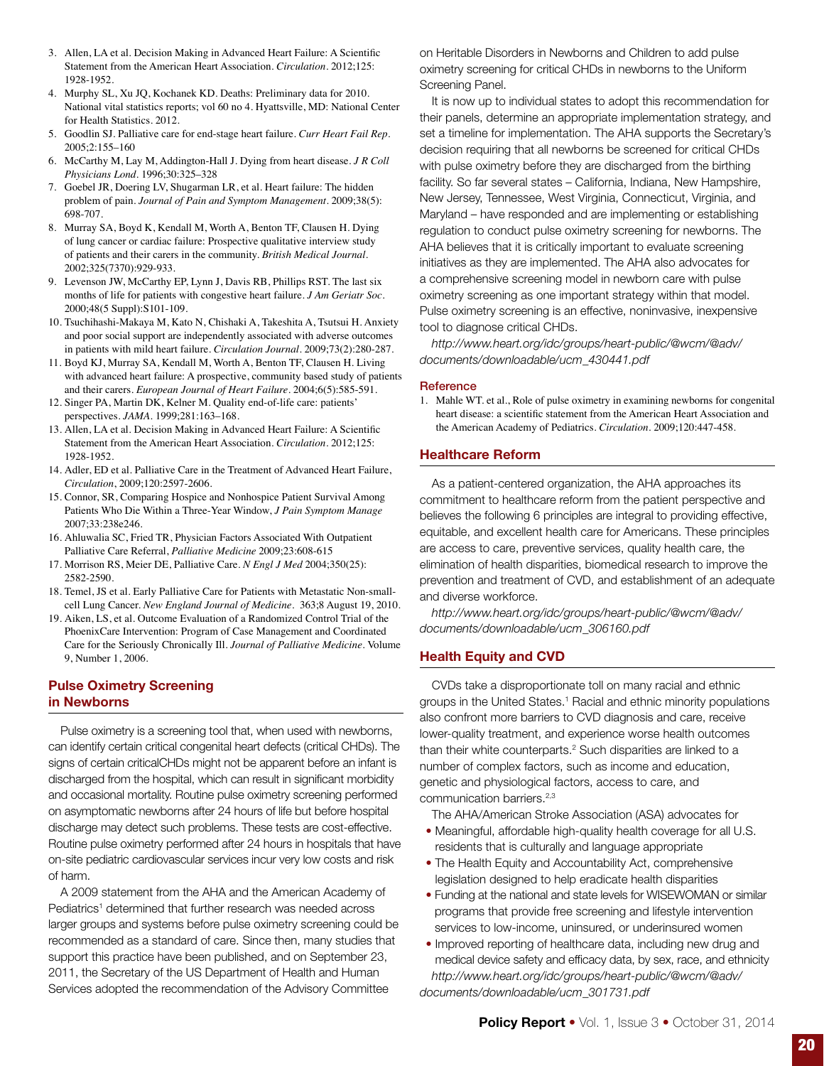3. Allen, LA et al. Decision Making in Advanced Heart Failure: A Scientific Statement from the American Heart Association. *Circulation*. 2012;125: 1928-1952.
4. Murphy SL, Xu JQ, Kochanek KD. Deaths: Preliminary data for 2010. National vital statistics reports; vol 60 no 4. Hyattsville, MD: National Center for Health Statistics. 2012.
5. Goodlin SJ. Palliative care for end-stage heart failure. *Curr Heart Fail Rep*. 2005;2:155–160
6. McCarthy M, Lay M, Addington-Hall J. Dying from heart disease. *J R Coll Physicians Lond*. 1996;30:325–328
7. Goebel JR, Doering LV, Shugarman LR, et al. Heart failure: The hidden problem of pain. *Journal of Pain and Symptom Management*. 2009;38(5): 698-707.
8. Murray SA, Boyd K, Kendall M, Worth A, Benton TF, Clausen H. Dying of lung cancer or cardiac failure: Prospective qualitative interview study of patients and their carers in the community. *British Medical Journal*. 2002;325(7370):929-933.
9. Levenson JW, McCarthy EP, Lynn J, Davis RB, Phillips RST. The last six months of life for patients with congestive heart failure. *J Am Geriatr Soc*. 2000;48(5 Suppl):S101-109.
10. Tsuchihashi-Makaya M, Kato N, Chishaki A, Takeshita A, Tsutsui H. Anxiety and poor social support are independently associated with adverse outcomes in patients with mild heart failure. *Circulation Journal*. 2009;73(2):280-287.
11. Boyd KJ, Murray SA, Kendall M, Worth A, Benton TF, Clausen H. Living with advanced heart failure: A prospective, community based study of patients and their carers. *European Journal of Heart Failure*. 2004;6(5):585-591.
12. Singer PA, Martin DK, Kelner M. Quality end-of-life care: patients' perspectives. *JAMA*. 1999;281:163–168.
13. Allen, LA et al. Decision Making in Advanced Heart Failure: A Scientific Statement from the American Heart Association. *Circulation*. 2012;125: 1928-1952.
14. Adler, ED et al. Palliative Care in the Treatment of Advanced Heart Failure, *Circulation*, 2009;120:2597-2606.
15. Connor, SR, Comparing Hospice and Nonhospice Patient Survival Among Patients Who Die Within a Three-Year Window, *J Pain Symptom Manage* 2007;33:238e246.
16. Ahluwalia SC, Fried TR, Physician Factors Associated With Outpatient Palliative Care Referral, *Palliative Medicine* 2009;23:608-615
17. Morrison RS, Meier DE, Palliative Care. *N Engl J Med* 2004;350(25): 2582-2590.
18. Temel, JS et al. Early Palliative Care for Patients with Metastatic Non-small-cell Lung Cancer. *New England Journal of Medicine*. 363;8 August 19, 2010.
19. Aiken, LS, et al. Outcome Evaluation of a Randomized Control Trial of the PhoenixCare Intervention: Program of Case Management and Coordinated Care for the Seriously Chronically Ill. *Journal of Palliative Medicine*. Volume 9, Number 1, 2006.

## Pulse Oximetry Screening in Newborns

Pulse oximetry is a screening tool that, when used with newborns, can identify certain critical congenital heart defects (critical CHDs). The signs of certain criticalCHDs might not be apparent before an infant is discharged from the hospital, which can result in significant morbidity and occasional mortality. Routine pulse oximetry screening performed on asymptomatic newborns after 24 hours of life but before hospital discharge may detect such problems. These tests are cost-effective. Routine pulse oximetry performed after 24 hours in hospitals that have on-site pediatric cardiovascular services incur very low costs and risk of harm.

A 2009 statement from the AHA and the American Academy of Pediatrics[1] determined that further research was needed across larger groups and systems before pulse oximetry screening could be recommended as a standard of care. Since then, many studies that support this practice have been published, and on September 23, 2011, the Secretary of the US Department of Health and Human Services adopted the recommendation of the Advisory Committee on Heritable Disorders in Newborns and Children to add pulse oximetry screening for critical CHDs in newborns to the Uniform Screening Panel.

It is now up to individual states to adopt this recommendation for their panels, determine an appropriate implementation strategy, and set a timeline for implementation. The AHA supports the Secretary's decision requiring that all newborns be screened for critical CHDs with pulse oximetry before they are discharged from the birthing facility. So far several states – California, Indiana, New Hampshire, New Jersey, Tennessee, West Virginia, Connecticut, Virginia, and Maryland – have responded and are implementing or establishing regulation to conduct pulse oximetry screening for newborns. The AHA believes that it is critically important to evaluate screening initiatives as they are implemented. The AHA also advocates for a comprehensive screening model in newborn care with pulse oximetry screening as one important strategy within that model. Pulse oximetry screening is an effective, noninvasive, inexpensive tool to diagnose critical CHDs.

*http://www.heart.org/idc/groups/heart-public/@wcm/@adv/documents/downloadable/ucm_430441.pdf*

### Reference

1. Mahle WT. et al., Role of pulse oximetry in examining newborns for congenital heart disease: a scientific statement from the American Heart Association and the American Academy of Pediatrics. *Circulation*. 2009;120:447-458.

## Healthcare Reform

As a patient-centered organization, the AHA approaches its commitment to healthcare reform from the patient perspective and believes the following 6 principles are integral to providing effective, equitable, and excellent health care for Americans. These principles are access to care, preventive services, quality health care, the elimination of health disparities, biomedical research to improve the prevention and treatment of CVD, and establishment of an adequate and diverse workforce.

*http://www.heart.org/idc/groups/heart-public/@wcm/@adv/documents/downloadable/ucm_306160.pdf*

## Health Equity and CVD

CVDs take a disproportionate toll on many racial and ethnic groups in the United States.[1] Racial and ethnic minority populations also confront more barriers to CVD diagnosis and care, receive lower-quality treatment, and experience worse health outcomes than their white counterparts.[2] Such disparities are linked to a number of complex factors, such as income and education, genetic and physiological factors, access to care, and communication barriers.[2,3]

The AHA/American Stroke Association (ASA) advocates for

- Meaningful, affordable high-quality health coverage for all U.S. residents that is culturally and language appropriate
- The Health Equity and Accountability Act, comprehensive legislation designed to help eradicate health disparities
- Funding at the national and state levels for WISEWOMAN or similar programs that provide free screening and lifestyle intervention services to low-income, uninsured, or underinsured women
- Improved reporting of healthcare data, including new drug and medical device safety and efficacy data, by sex, race, and ethnicity

*http://www.heart.org/idc/groups/heart-public/@wcm/@adv/documents/downloadable/ucm_301731.pdf*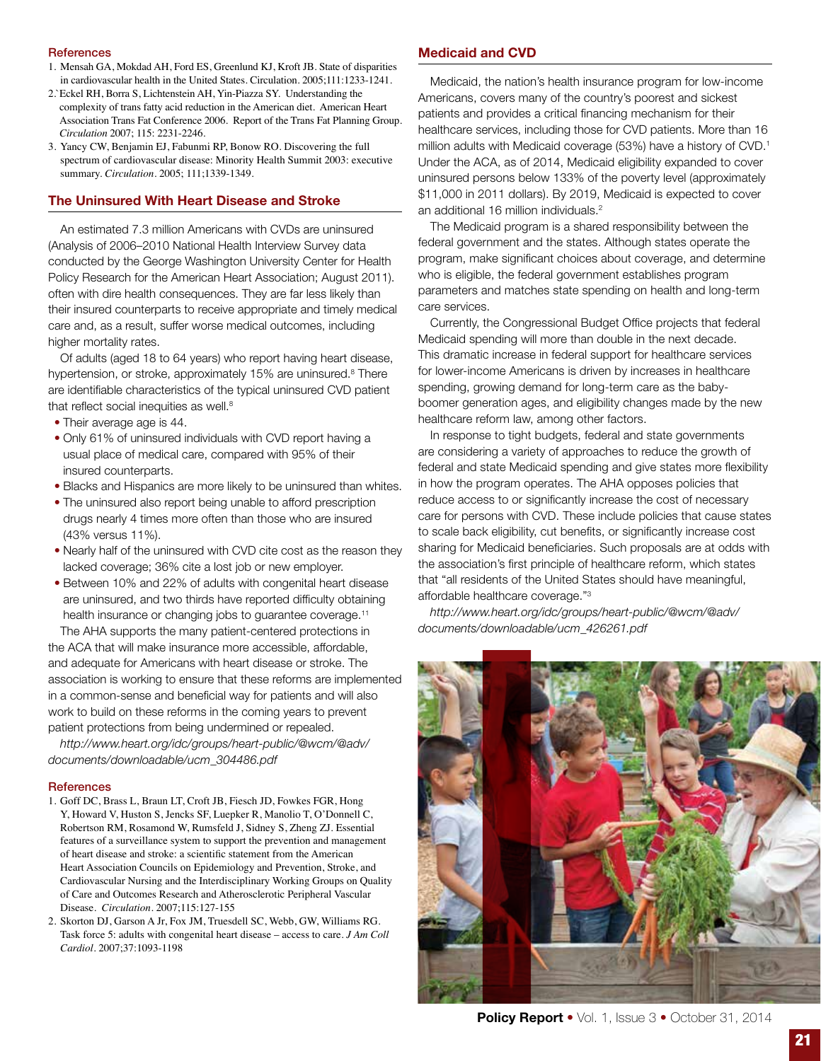### References

1. Mensah GA, Mokdad AH, Ford ES, Greenlund KJ, Kroft JB. State of disparities in cardiovascular health in the United States. Circulation. 2005;111:1233-1241.
2. `Eckel RH, Borra S, Lichtenstein AH, Yin-Piazza SY. Understanding the complexity of trans fatty acid reduction in the American diet. American Heart Association Trans Fat Conference 2006. Report of the Trans Fat Planning Group. *Circulation* 2007; 115: 2231-2246.
3. Yancy CW, Benjamin EJ, Fabunmi RP, Bonow RO. Discovering the full spectrum of cardiovascular disease: Minority Health Summit 2003: executive summary. *Circulation*. 2005; 111;1339-1349.

## The Uninsured With Heart Disease and Stroke

An estimated 7.3 million Americans with CVDs are uninsured (Analysis of 2006–2010 National Health Interview Survey data conducted by the George Washington University Center for Health Policy Research for the American Heart Association; August 2011). often with dire health consequences. They are far less likely than their insured counterparts to receive appropriate and timely medical care and, as a result, suffer worse medical outcomes, including higher mortality rates.

Of adults (aged 18 to 64 years) who report having heart disease, hypertension, or stroke, approximately 15% are uninsured.[8] There are identifiable characteristics of the typical uninsured CVD patient that reflect social inequities as well.[8]

- Their average age is 44.
- Only 61% of uninsured individuals with CVD report having a usual place of medical care, compared with 95% of their insured counterparts.
- Blacks and Hispanics are more likely to be uninsured than whites.
- The uninsured also report being unable to afford prescription drugs nearly 4 times more often than those who are insured (43% versus 11%).
- Nearly half of the uninsured with CVD cite cost as the reason they lacked coverage; 36% cite a lost job or new employer.
- Between 10% and 22% of adults with congenital heart disease are uninsured, and two thirds have reported difficulty obtaining health insurance or changing jobs to guarantee coverage.[11]

The AHA supports the many patient-centered protections in the ACA that will make insurance more accessible, affordable, and adequate for Americans with heart disease or stroke. The association is working to ensure that these reforms are implemented in a common-sense and beneficial way for patients and will also work to build on these reforms in the coming years to prevent patient protections from being undermined or repealed.

*http://www.heart.org/idc/groups/heart-public/@wcm/@adv/documents/downloadable/ucm_304486.pdf*

### References

1. Goff DC, Brass L, Braun LT, Croft JB, Fiesch JD, Fowkes FGR, Hong Y, Howard V, Huston S, Jencks SF, Luepker R, Manolio T, O'Donnell C, Robertson RM, Rosamond W, Rumsfeld J, Sidney S, Zheng ZJ. Essential features of a surveillance system to support the prevention and management of heart disease and stroke: a scientific statement from the American Heart Association Councils on Epidemiology and Prevention, Stroke, and Cardiovascular Nursing and the Interdisciplinary Working Groups on Quality of Care and Outcomes Research and Atherosclerotic Peripheral Vascular Disease. *Circulation*. 2007;115:127-155
2. Skorton DJ, Garson A Jr, Fox JM, Truesdell SC, Webb, GW, Williams RG. Task force 5: adults with congenital heart disease – access to care. *J Am Coll Cardiol*. 2007;37:1093-1198

## Medicaid and CVD

Medicaid, the nation's health insurance program for low-income Americans, covers many of the country's poorest and sickest patients and provides a critical financing mechanism for their healthcare services, including those for CVD patients. More than 16 million adults with Medicaid coverage (53%) have a history of CVD.[1] Under the ACA, as of 2014, Medicaid eligibility expanded to cover uninsured persons below 133% of the poverty level (approximately $11,000 in 2011 dollars). By 2019, Medicaid is expected to cover an additional 16 million individuals.[2]

The Medicaid program is a shared responsibility between the federal government and the states. Although states operate the program, make significant choices about coverage, and determine who is eligible, the federal government establishes program parameters and matches state spending on health and long-term care services.

Currently, the Congressional Budget Office projects that federal Medicaid spending will more than double in the next decade. This dramatic increase in federal support for healthcare services for lower-income Americans is driven by increases in healthcare spending, growing demand for long-term care as the baby-boomer generation ages, and eligibility changes made by the new healthcare reform law, among other factors.

In response to tight budgets, federal and state governments are considering a variety of approaches to reduce the growth of federal and state Medicaid spending and give states more flexibility in how the program operates. The AHA opposes policies that reduce access to or significantly increase the cost of necessary care for persons with CVD. These include policies that cause states to scale back eligibility, cut benefits, or significantly increase cost sharing for Medicaid beneficiaries. Such proposals are at odds with the association's first principle of healthcare reform, which states that "all residents of the United States should have meaningful, affordable healthcare coverage."[3]

*http://www.heart.org/idc/groups/heart-public/@wcm/@adv/documents/downloadable/ucm_426261.pdf*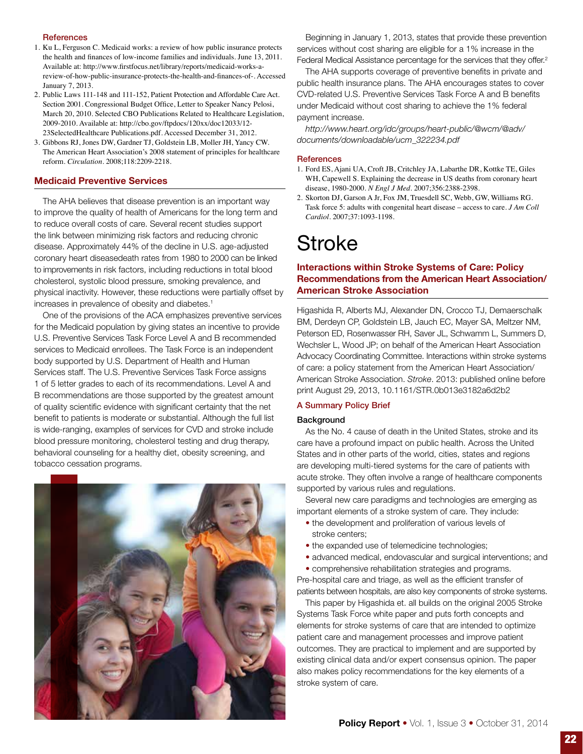### References

1. Ku L, Ferguson C. Medicaid works: a review of how public insurance protects the health and finances of low-income families and individuals. June 13, 2011. Available at: http://www.firstfocus.net/library/reports/medicaid-works-a-review-of-how-public-insurance-protects-the-health-and-finances-of-. Accessed January 7, 2013.
2. Public Laws 111-148 and 111-152, Patient Protection and Affordable Care Act. Section 2001. Congressional Budget Office, Letter to Speaker Nancy Pelosi, March 20, 2010. Selected CBO Publications Related to Healthcare Legislation, 2009-2010. Available at: http://cbo.gov/ftpdocs/120xx/doc12033/12-23SelectedHealthcare Publications.pdf. Accessed December 31, 2012.
3. Gibbons RJ, Jones DW, Gardner TJ, Goldstein LB, Moller JH, Yancy CW. The American Heart Association's 2008 statement of principles for healthcare reform. *Circulation*. 2008;118:2209-2218.

## Medicaid Preventive Services

The AHA believes that disease prevention is an important way to improve the quality of health of Americans for the long term and to reduce overall costs of care. Several recent studies support the link between minimizing risk factors and reducing chronic disease. Approximately 44% of the decline in U.S. age-adjusted coronary heart diseasedeath rates from 1980 to 2000 can be linked to improvements in risk factors, including reductions in total blood cholesterol, systolic blood pressure, smoking prevalence, and physical inactivity. However, these reductions were partially offset by increases in prevalence of obesity and diabetes.[1]

One of the provisions of the ACA emphasizes preventive services for the Medicaid population by giving states an incentive to provide U.S. Preventive Services Task Force Level A and B recommended services to Medicaid enrollees. The Task Force is an independent body supported by U.S. Department of Health and Human Services staff. The U.S. Preventive Services Task Force assigns 1 of 5 letter grades to each of its recommendations. Level A and B recommendations are those supported by the greatest amount of quality scientific evidence with significant certainty that the net benefit to patients is moderate or substantial. Although the full list is wide-ranging, examples of services for CVD and stroke include blood pressure monitoring, cholesterol testing and drug therapy, behavioral counseling for a healthy diet, obesity screening, and tobacco cessation programs.

Beginning in January 1, 2013, states that provide these prevention services without cost sharing are eligible for a 1% increase in the Federal Medical Assistance percentage for the services that they offer.[2]

The AHA supports coverage of preventive benefits in private and public health insurance plans. The AHA encourages states to cover CVD-related U.S. Preventive Services Task Force A and B benefits under Medicaid without cost sharing to achieve the 1% federal payment increase.

*http://www.heart.org/idc/groups/heart-public/@wcm/@adv/documents/downloadable/ucm_322234.pdf*

### References

1. Ford ES, Ajani UA, Croft JB, Critchley JA, Labarthe DR, Kottke TE, Giles WH, Capewell S. Explaining the decrease in US deaths from coronary heart disease, 1980-2000. *N Engl J Med*. 2007;356:2388-2398.
2. Skorton DJ, Garson A Jr, Fox JM, Truesdell SC, Webb, GW, Williams RG. Task force 5: adults with congenital heart disease – access to care. *J Am Coll Cardiol*. 2007;37:1093-1198.

# Stroke

## Interactions within Stroke Systems of Care: Policy Recommendations from the American Heart Association/ American Stroke Association

Higashida R, Alberts MJ, Alexander DN, Crocco TJ, Demaerschalk BM, Derdeyn CP, Goldstein LB, Jauch EC, Mayer SA, Meltzer NM, Peterson ED, Rosenwasser RH, Saver JL, Schwamm L, Summers D, Wechsler L, Wood JP; on behalf of the American Heart Association Advocacy Coordinating Committee. Interactions within stroke systems of care: a policy statement from the American Heart Association/ American Stroke Association. *Stroke*. 2013: published online before print August 29, 2013, 10.1161/STR.0b013e3182a6d2b2

### A Summary Policy Brief

#### Background

As the No. 4 cause of death in the United States, stroke and its care have a profound impact on public health. Across the United States and in other parts of the world, cities, states and regions are developing multi-tiered systems for the care of patients with acute stroke. They often involve a range of healthcare components supported by various rules and regulations.

Several new care paradigms and technologies are emerging as important elements of a stroke system of care. They include:

- the development and proliferation of various levels of stroke centers;
- the expanded use of telemedicine technologies;
- advanced medical, endovascular and surgical interventions; and
- comprehensive rehabilitation strategies and programs.

Pre-hospital care and triage, as well as the efficient transfer of patients between hospitals, are also key components of stroke systems.

This paper by Higashida et. all builds on the original 2005 Stroke Systems Task Force white paper and puts forth concepts and elements for stroke systems of care that are intended to optimize patient care and management processes and improve patient outcomes. They are practical to implement and are supported by existing clinical data and/or expert consensus opinion. The paper also makes policy recommendations for the key elements of a stroke system of care.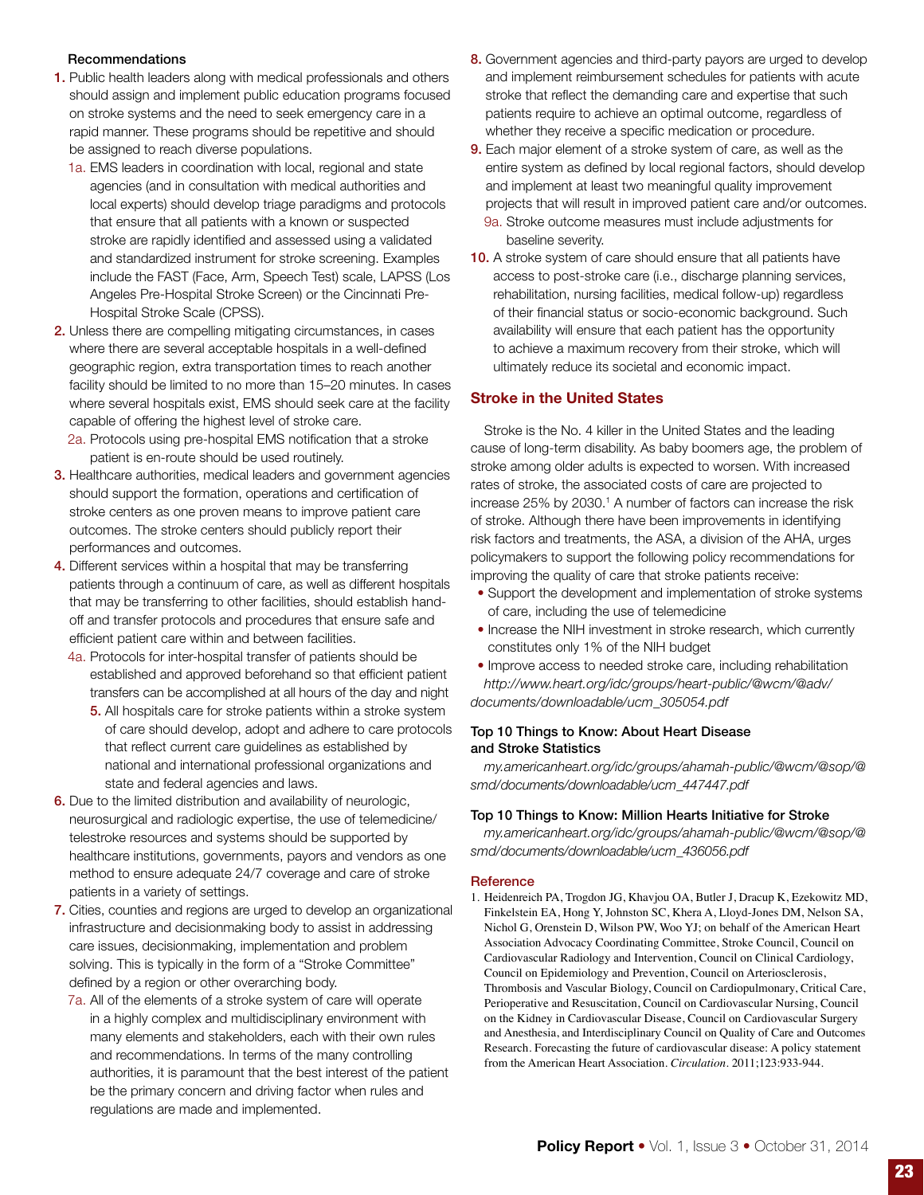**Recommendations**

1. Public health leaders along with medical professionals and others should assign and implement public education programs focused on stroke systems and the need to seek emergency care in a rapid manner. These programs should be repetitive and should be assigned to reach diverse populations.
   1a. EMS leaders in coordination with local, regional and state agencies (and in consultation with medical authorities and local experts) should develop triage paradigms and protocols that ensure that all patients with a known or suspected stroke are rapidly identified and assessed using a validated and standardized instrument for stroke screening. Examples include the FAST (Face, Arm, Speech Test) scale, LAPSS (Los Angeles Pre-Hospital Stroke Screen) or the Cincinnati Pre-Hospital Stroke Scale (CPSS).
2. Unless there are compelling mitigating circumstances, in cases where there are several acceptable hospitals in a well-defined geographic region, extra transportation times to reach another facility should be limited to no more than 15–20 minutes. In cases where several hospitals exist, EMS should seek care at the facility capable of offering the highest level of stroke care.
   2a. Protocols using pre-hospital EMS notification that a stroke patient is en-route should be used routinely.
3. Healthcare authorities, medical leaders and government agencies should support the formation, operations and certification of stroke centers as one proven means to improve patient care outcomes. The stroke centers should publicly report their performances and outcomes.
4. Different services within a hospital that may be transferring patients through a continuum of care, as well as different hospitals that may be transferring to other facilities, should establish hand-off and transfer protocols and procedures that ensure safe and efficient patient care within and between facilities.
   4a. Protocols for inter-hospital transfer of patients should be established and approved beforehand so that efficient patient transfers can be accomplished at all hours of the day and night
5. All hospitals care for stroke patients within a stroke system of care should develop, adopt and adhere to care protocols that reflect current care guidelines as established by national and international professional organizations and state and federal agencies and laws.
6. Due to the limited distribution and availability of neurologic, neurosurgical and radiologic expertise, the use of telemedicine/telestroke resources and systems should be supported by healthcare institutions, governments, payors and vendors as one method to ensure adequate 24/7 coverage and care of stroke patients in a variety of settings.
7. Cities, counties and regions are urged to develop an organizational infrastructure and decisionmaking body to assist in addressing care issues, decisionmaking, implementation and problem solving. This is typically in the form of a "Stroke Committee" defined by a region or other overarching body.
   7a. All of the elements of a stroke system of care will operate in a highly complex and multidisciplinary environment with many elements and stakeholders, each with their own rules and recommendations. In terms of the many controlling authorities, it is paramount that the best interest of the patient be the primary concern and driving factor when rules and regulations are made and implemented.
8. Government agencies and third-party payors are urged to develop and implement reimbursement schedules for patients with acute stroke that reflect the demanding care and expertise that such patients require to achieve an optimal outcome, regardless of whether they receive a specific medication or procedure.
9. Each major element of a stroke system of care, as well as the entire system as defined by local regional factors, should develop and implement at least two meaningful quality improvement projects that will result in improved patient care and/or outcomes.
   9a. Stroke outcome measures must include adjustments for baseline severity.
10. A stroke system of care should ensure that all patients have access to post-stroke care (i.e., discharge planning services, rehabilitation, nursing facilities, medical follow-up) regardless of their financial status or socio-economic background. Such availability will ensure that each patient has the opportunity to achieve a maximum recovery from their stroke, which will ultimately reduce its societal and economic impact.

## Stroke in the United States

Stroke is the No. 4 killer in the United States and the leading cause of long-term disability. As baby boomers age, the problem of stroke among older adults is expected to worsen. With increased rates of stroke, the associated costs of care are projected to increase 25% by 2030.[1] A number of factors can increase the risk of stroke. Although there have been improvements in identifying risk factors and treatments, the ASA, a division of the AHA, urges policymakers to support the following policy recommendations for improving the quality of care that stroke patients receive:

- Support the development and implementation of stroke systems of care, including the use of telemedicine
- Increase the NIH investment in stroke research, which currently constitutes only 1% of the NIH budget
- Improve access to needed stroke care, including rehabilitation

*http://www.heart.org/idc/groups/heart-public/@wcm/@adv/documents/downloadable/ucm_305054.pdf*

**Top 10 Things to Know: About Heart Disease and Stroke Statistics**

*my.americanheart.org/idc/groups/ahamah-public/@wcm/@sop/@smd/documents/downloadable/ucm_447447.pdf*

**Top 10 Things to Know: Million Hearts Initiative for Stroke**

*my.americanheart.org/idc/groups/ahamah-public/@wcm/@sop/@smd/documents/downloadable/ucm_436056.pdf*

### Reference

1. Heidenreich PA, Trogdon JG, Khavjou OA, Butler J, Dracup K, Ezekowitz MD, Finkelstein EA, Hong Y, Johnston SC, Khera A, Lloyd-Jones DM, Nelson SA, Nichol G, Orenstein D, Wilson PW, Woo YJ; on behalf of the American Heart Association Advocacy Coordinating Committee, Stroke Council, Council on Cardiovascular Radiology and Intervention, Council on Clinical Cardiology, Council on Epidemiology and Prevention, Council on Arteriosclerosis, Thrombosis and Vascular Biology, Council on Cardiopulmonary, Critical Care, Perioperative and Resuscitation, Council on Cardiovascular Nursing, Council on the Kidney in Cardiovascular Disease, Council on Cardiovascular Surgery and Anesthesia, and Interdisciplinary Council on Quality of Care and Outcomes Research. Forecasting the future of cardiovascular disease: A policy statement from the American Heart Association. *Circulation*. 2011;123:933-944.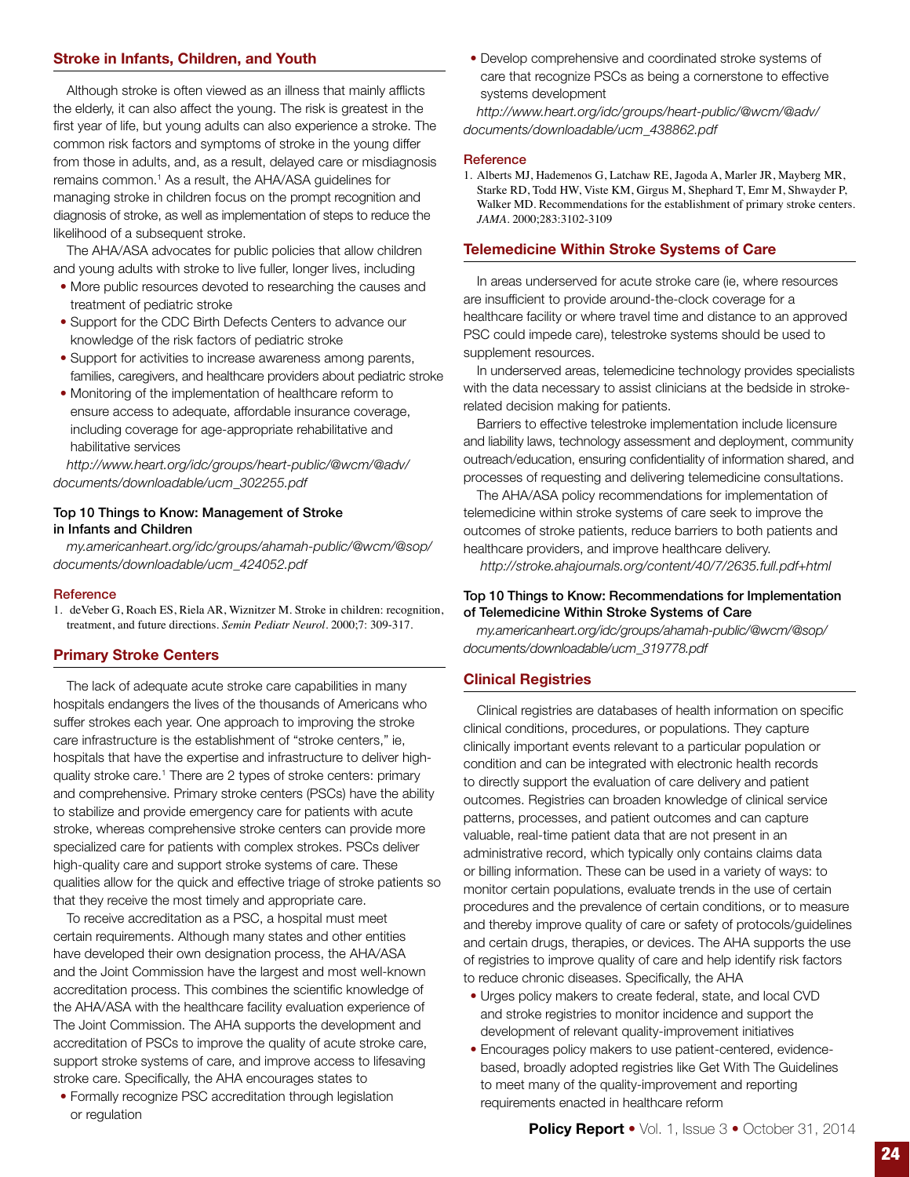## Stroke in Infants, Children, and Youth

Although stroke is often viewed as an illness that mainly afflicts the elderly, it can also affect the young. The risk is greatest in the first year of life, but young adults can also experience a stroke. The common risk factors and symptoms of stroke in the young differ from those in adults, and, as a result, delayed care or misdiagnosis remains common.[1] As a result, the AHA/ASA guidelines for managing stroke in children focus on the prompt recognition and diagnosis of stroke, as well as implementation of steps to reduce the likelihood of a subsequent stroke.

The AHA/ASA advocates for public policies that allow children and young adults with stroke to live fuller, longer lives, including

- More public resources devoted to researching the causes and treatment of pediatric stroke
- Support for the CDC Birth Defects Centers to advance our knowledge of the risk factors of pediatric stroke
- Support for activities to increase awareness among parents, families, caregivers, and healthcare providers about pediatric stroke
- Monitoring of the implementation of healthcare reform to ensure access to adequate, affordable insurance coverage, including coverage for age-appropriate rehabilitative and habilitative services

*http://www.heart.org/idc/groups/heart-public/@wcm/@adv/documents/downloadable/ucm_302255.pdf*

### Top 10 Things to Know: Management of Stroke in Infants and Children

*my.americanheart.org/idc/groups/ahamah-public/@wcm/@sop/documents/downloadable/ucm_424052.pdf*

#### Reference

1. deVeber G, Roach ES, Riela AR, Wiznitzer M. Stroke in children: recognition, treatment, and future directions. *Semin Pediatr Neurol*. 2000;7: 309-317.

## Primary Stroke Centers

The lack of adequate acute stroke care capabilities in many hospitals endangers the lives of the thousands of Americans who suffer strokes each year. One approach to improving the stroke care infrastructure is the establishment of "stroke centers," ie, hospitals that have the expertise and infrastructure to deliver high-quality stroke care.[1] There are 2 types of stroke centers: primary and comprehensive. Primary stroke centers (PSCs) have the ability to stabilize and provide emergency care for patients with acute stroke, whereas comprehensive stroke centers can provide more specialized care for patients with complex strokes. PSCs deliver high-quality care and support stroke systems of care. These qualities allow for the quick and effective triage of stroke patients so that they receive the most timely and appropriate care.

To receive accreditation as a PSC, a hospital must meet certain requirements. Although many states and other entities have developed their own designation process, the AHA/ASA and the Joint Commission have the largest and most well-known accreditation process. This combines the scientific knowledge of the AHA/ASA with the healthcare facility evaluation experience of The Joint Commission. The AHA supports the development and accreditation of PSCs to improve the quality of acute stroke care, support stroke systems of care, and improve access to lifesaving stroke care. Specifically, the AHA encourages states to

- Formally recognize PSC accreditation through legislation or regulation
- Develop comprehensive and coordinated stroke systems of care that recognize PSCs as being a cornerstone to effective systems development

*http://www.heart.org/idc/groups/heart-public/@wcm/@adv/documents/downloadable/ucm_438862.pdf*

#### Reference

1. Alberts MJ, Hademenos G, Latchaw RE, Jagoda A, Marler JR, Mayberg MR, Starke RD, Todd HW, Viste KM, Girgus M, Shephard T, Emr M, Shwayder P, Walker MD. Recommendations for the establishment of primary stroke centers. *JAMA*. 2000;283:3102-3109

## Telemedicine Within Stroke Systems of Care

In areas underserved for acute stroke care (ie, where resources are insufficient to provide around-the-clock coverage for a healthcare facility or where travel time and distance to an approved PSC could impede care), telestroke systems should be used to supplement resources.

In underserved areas, telemedicine technology provides specialists with the data necessary to assist clinicians at the bedside in stroke-related decision making for patients.

Barriers to effective telestroke implementation include licensure and liability laws, technology assessment and deployment, community outreach/education, ensuring confidentiality of information shared, and processes of requesting and delivering telemedicine consultations.

The AHA/ASA policy recommendations for implementation of telemedicine within stroke systems of care seek to improve the outcomes of stroke patients, reduce barriers to both patients and healthcare providers, and improve healthcare delivery.

*http://stroke.ahajournals.org/content/40/7/2635.full.pdf+html*

### Top 10 Things to Know: Recommendations for Implementation of Telemedicine Within Stroke Systems of Care

*my.americanheart.org/idc/groups/ahamah-public/@wcm/@sop/documents/downloadable/ucm_319778.pdf*

## Clinical Registries

Clinical registries are databases of health information on specific clinical conditions, procedures, or populations. They capture clinically important events relevant to a particular population or condition and can be integrated with electronic health records to directly support the evaluation of care delivery and patient outcomes. Registries can broaden knowledge of clinical service patterns, processes, and patient outcomes and can capture valuable, real-time patient data that are not present in an administrative record, which typically only contains claims data or billing information. These can be used in a variety of ways: to monitor certain populations, evaluate trends in the use of certain procedures and the prevalence of certain conditions, or to measure and thereby improve quality of care or safety of protocols/guidelines and certain drugs, therapies, or devices. The AHA supports the use of registries to improve quality of care and help identify risk factors to reduce chronic diseases. Specifically, the AHA

- Urges policy makers to create federal, state, and local CVD and stroke registries to monitor incidence and support the development of relevant quality-improvement initiatives
- Encourages policy makers to use patient-centered, evidence-based, broadly adopted registries like Get With The Guidelines to meet many of the quality-improvement and reporting requirements enacted in healthcare reform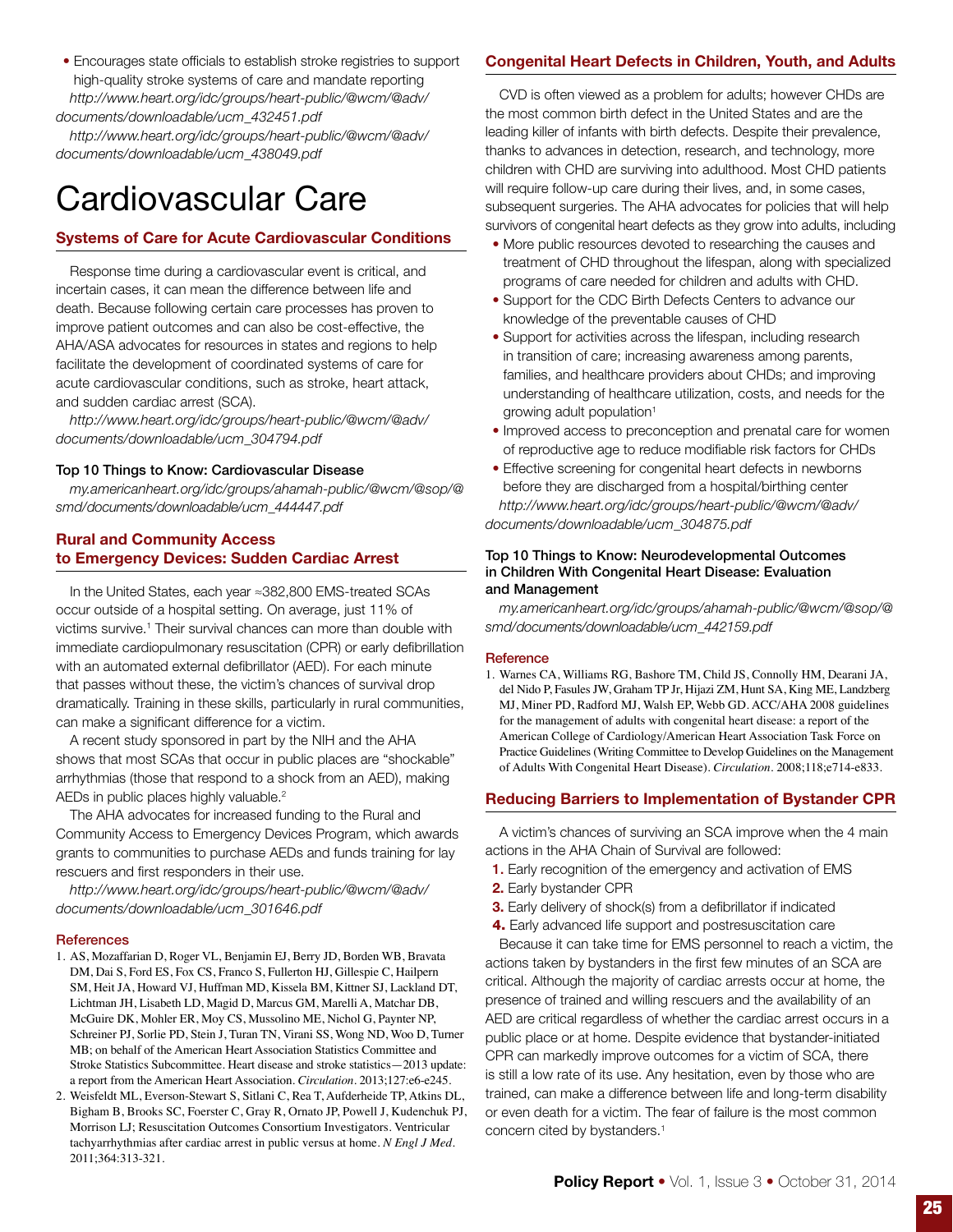- Encourages state officials to establish stroke registries to support high-quality stroke systems of care and mandate reporting

*http://www.heart.org/idc/groups/heart-public/@wcm/@adv/documents/downloadable/ucm_432451.pdf*

*http://www.heart.org/idc/groups/heart-public/@wcm/@adv/documents/downloadable/ucm_438049.pdf*

# Cardiovascular Care

## Systems of Care for Acute Cardiovascular Conditions

Response time during a cardiovascular event is critical, and incertain cases, it can mean the difference between life and death. Because following certain care processes has proven to improve patient outcomes and can also be cost-effective, the AHA/ASA advocates for resources in states and regions to help facilitate the development of coordinated systems of care for acute cardiovascular conditions, such as stroke, heart attack, and sudden cardiac arrest (SCA).

*http://www.heart.org/idc/groups/heart-public/@wcm/@adv/documents/downloadable/ucm_304794.pdf*

### Top 10 Things to Know: Cardiovascular Disease

*my.americanheart.org/idc/groups/ahamah-public/@wcm/@sop/@smd/documents/downloadable/ucm_444447.pdf*

## Rural and Community Access to Emergency Devices: Sudden Cardiac Arrest

In the United States, each year ≈382,800 EMS-treated SCAs occur outside of a hospital setting. On average, just 11% of victims survive.[1] Their survival chances can more than double with immediate cardiopulmonary resuscitation (CPR) or early defibrillation with an automated external defibrillator (AED). For each minute that passes without these, the victim's chances of survival drop dramatically. Training in these skills, particularly in rural communities, can make a significant difference for a victim.

A recent study sponsored in part by the NIH and the AHA shows that most SCAs that occur in public places are "shockable" arrhythmias (those that respond to a shock from an AED), making AEDs in public places highly valuable.[2]

The AHA advocates for increased funding to the Rural and Community Access to Emergency Devices Program, which awards grants to communities to purchase AEDs and funds training for lay rescuers and first responders in their use.

*http://www.heart.org/idc/groups/heart-public/@wcm/@adv/documents/downloadable/ucm_301646.pdf*

### References

1. AS, Mozaffarian D, Roger VL, Benjamin EJ, Berry JD, Borden WB, Bravata DM, Dai S, Ford ES, Fox CS, Franco S, Fullerton HJ, Gillespie C, Hailpern SM, Heit JA, Howard VJ, Huffman MD, Kissela BM, Kittner SJ, Lackland DT, Lichtman JH, Lisabeth LD, Magid D, Marcus GM, Marelli A, Matchar DB, McGuire DK, Mohler ER, Moy CS, Mussolino ME, Nichol G, Paynter NP, Schreiner PJ, Sorlie PD, Stein J, Turan TN, Virani SS, Wong ND, Woo D, Turner MB; on behalf of the American Heart Association Statistics Committee and Stroke Statistics Subcommittee. Heart disease and stroke statistics—2013 update: a report from the American Heart Association. *Circulation*. 2013;127:e6-e245.
2. Weisfeldt ML, Everson-Stewart S, Sitlani C, Rea T, Aufderheide TP, Atkins DL, Bigham B, Brooks SC, Foerster C, Gray R, Ornato JP, Powell J, Kudenchuk PJ, Morrison LJ; Resuscitation Outcomes Consortium Investigators. Ventricular tachyarrhythmias after cardiac arrest in public versus at home. *N Engl J Med*. 2011;364:313-321.

## Congenital Heart Defects in Children, Youth, and Adults

CVD is often viewed as a problem for adults; however CHDs are the most common birth defect in the United States and are the leading killer of infants with birth defects. Despite their prevalence, thanks to advances in detection, research, and technology, more children with CHD are surviving into adulthood. Most CHD patients will require follow-up care during their lives, and, in some cases, subsequent surgeries. The AHA advocates for policies that will help survivors of congenital heart defects as they grow into adults, including

- More public resources devoted to researching the causes and treatment of CHD throughout the lifespan, along with specialized programs of care needed for children and adults with CHD.
- Support for the CDC Birth Defects Centers to advance our knowledge of the preventable causes of CHD
- Support for activities across the lifespan, including research in transition of care; increasing awareness among parents, families, and healthcare providers about CHDs; and improving understanding of healthcare utilization, costs, and needs for the growing adult population[1]
- Improved access to preconception and prenatal care for women of reproductive age to reduce modifiable risk factors for CHDs
- Effective screening for congenital heart defects in newborns before they are discharged from a hospital/birthing center

*http://www.heart.org/idc/groups/heart-public/@wcm/@adv/documents/downloadable/ucm_304875.pdf*

### Top 10 Things to Know: Neurodevelopmental Outcomes in Children With Congenital Heart Disease: Evaluation and Management

*my.americanheart.org/idc/groups/ahamah-public/@wcm/@sop/@smd/documents/downloadable/ucm_442159.pdf*

### Reference

1. Warnes CA, Williams RG, Bashore TM, Child JS, Connolly HM, Dearani JA, del Nido P, Fasules JW, Graham TP Jr, Hijazi ZM, Hunt SA, King ME, Landzberg MJ, Miner PD, Radford MJ, Walsh EP, Webb GD. ACC/AHA 2008 guidelines for the management of adults with congenital heart disease: a report of the American College of Cardiology/American Heart Association Task Force on Practice Guidelines (Writing Committee to Develop Guidelines on the Management of Adults With Congenital Heart Disease). *Circulation*. 2008;118;e714-e833.

## Reducing Barriers to Implementation of Bystander CPR

A victim's chances of surviving an SCA improve when the 4 main actions in the AHA Chain of Survival are followed:

1. Early recognition of the emergency and activation of EMS
2. Early bystander CPR
3. Early delivery of shock(s) from a defibrillator if indicated
4. Early advanced life support and postresuscitation care

Because it can take time for EMS personnel to reach a victim, the actions taken by bystanders in the first few minutes of an SCA are critical. Although the majority of cardiac arrests occur at home, the presence of trained and willing rescuers and the availability of an AED are critical regardless of whether the cardiac arrest occurs in a public place or at home. Despite evidence that bystander-initiated CPR can markedly improve outcomes for a victim of SCA, there is still a low rate of its use. Any hesitation, even by those who are trained, can make a difference between life and long-term disability or even death for a victim. The fear of failure is the most common concern cited by bystanders.[1]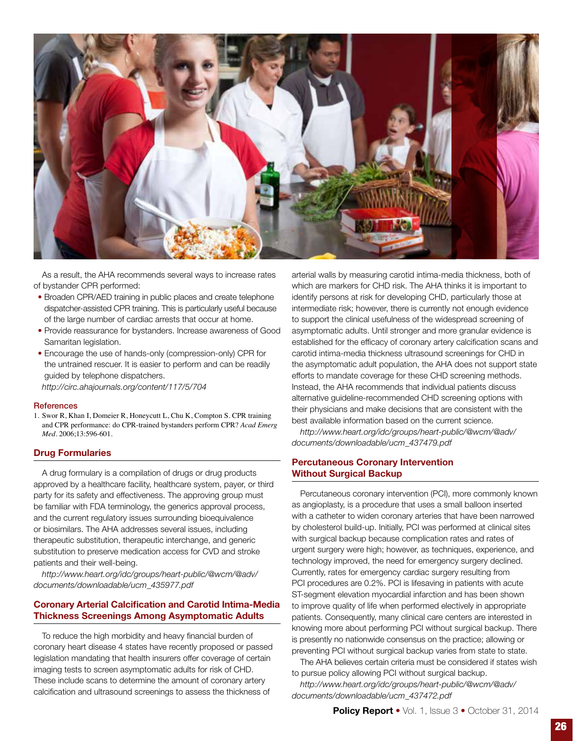As a result, the AHA recommends several ways to increase rates of bystander CPR performed:

- Broaden CPR/AED training in public places and create telephone dispatcher-assisted CPR training. This is particularly useful because of the large number of cardiac arrests that occur at home.
- Provide reassurance for bystanders. Increase awareness of Good Samaritan legislation.
- Encourage the use of hands-only (compression-only) CPR for the untrained rescuer. It is easier to perform and can be readily guided by telephone dispatchers.

*http://circ.ahajournals.org/content/117/5/704*

### References

1. Swor R, Khan I, Domeier R, Honeycutt L, Chu K, Compton S. CPR training and CPR performance: do CPR-trained bystanders perform CPR? *Acad Emerg Med*. 2006;13:596-601.

## Drug Formularies

A drug formulary is a compilation of drugs or drug products approved by a healthcare facility, healthcare system, payer, or third party for its safety and effectiveness. The approving group must be familiar with FDA terminology, the generics approval process, and the current regulatory issues surrounding bioequivalence or biosimilars. The AHA addresses several issues, including therapeutic substitution, therapeutic interchange, and generic substitution to preserve medication access for CVD and stroke patients and their well-being.

*http://www.heart.org/idc/groups/heart-public/@wcm/@adv/documents/downloadable/ucm_435977.pdf*

## Coronary Arterial Calcification and Carotid Intima-Media Thickness Screenings Among Asymptomatic Adults

To reduce the high morbidity and heavy financial burden of coronary heart disease 4 states have recently proposed or passed legislation mandating that health insurers offer coverage of certain imaging tests to screen asymptomatic adults for risk of CHD. These include scans to determine the amount of coronary artery calcification and ultrasound screenings to assess the thickness of arterial walls by measuring carotid intima-media thickness, both of which are markers for CHD risk. The AHA thinks it is important to identify persons at risk for developing CHD, particularly those at intermediate risk; however, there is currently not enough evidence to support the clinical usefulness of the widespread screening of asymptomatic adults. Until stronger and more granular evidence is established for the efficacy of coronary artery calcification scans and carotid intima-media thickness ultrasound screenings for CHD in the asymptomatic adult population, the AHA does not support state efforts to mandate coverage for these CHD screening methods. Instead, the AHA recommends that individual patients discuss alternative guideline-recommended CHD screening options with their physicians and make decisions that are consistent with the best available information based on the current science.

*http://www.heart.org/idc/groups/heart-public/@wcm/@adv/documents/downloadable/ucm_437479.pdf*

## Percutaneous Coronary Intervention Without Surgical Backup

Percutaneous coronary intervention (PCI), more commonly known as angioplasty, is a procedure that uses a small balloon inserted with a catheter to widen coronary arteries that have been narrowed by cholesterol build-up. Initially, PCI was performed at clinical sites with surgical backup because complication rates and rates of urgent surgery were high; however, as techniques, experience, and technology improved, the need for emergency surgery declined. Currently, rates for emergency cardiac surgery resulting from PCI procedures are 0.2%. PCI is lifesaving in patients with acute ST-segment elevation myocardial infarction and has been shown to improve quality of life when performed electively in appropriate patients. Consequently, many clinical care centers are interested in knowing more about performing PCI without surgical backup. There is presently no nationwide consensus on the practice; allowing or preventing PCI without surgical backup varies from state to state.

The AHA believes certain criteria must be considered if states wish to pursue policy allowing PCI without surgical backup.

*http://www.heart.org/idc/groups/heart-public/@wcm/@adv/documents/downloadable/ucm_437472.pdf*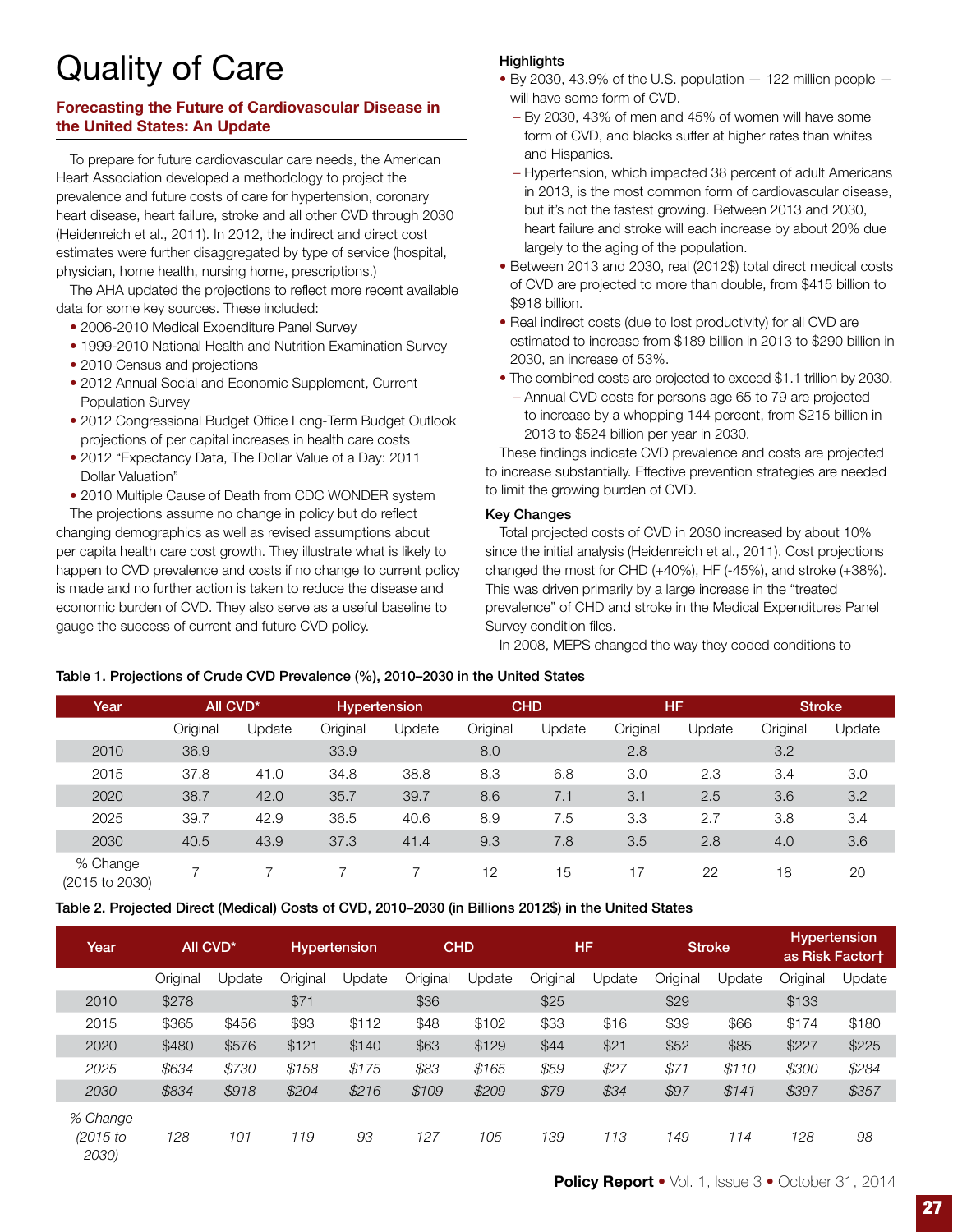# Quality of Care

## Forecasting the Future of Cardiovascular Disease in the United States: An Update

To prepare for future cardiovascular care needs, the American Heart Association developed a methodology to project the prevalence and future costs of care for hypertension, coronary heart disease, heart failure, stroke and all other CVD through 2030 (Heidenreich et al., 2011). In 2012, the indirect and direct cost estimates were further disaggregated by type of service (hospital, physician, home health, nursing home, prescriptions.)

The AHA updated the projections to reflect more recent available data for some key sources. These included:

- 2006-2010 Medical Expenditure Panel Survey
- 1999-2010 National Health and Nutrition Examination Survey
- 2010 Census and projections
- 2012 Annual Social and Economic Supplement, Current Population Survey
- 2012 Congressional Budget Office Long-Term Budget Outlook projections of per capital increases in health care costs
- 2012 "Expectancy Data, The Dollar Value of a Day: 2011 Dollar Valuation"
- 2010 Multiple Cause of Death from CDC WONDER system

The projections assume no change in policy but do reflect changing demographics as well as revised assumptions about per capita health care cost growth. They illustrate what is likely to happen to CVD prevalence and costs if no change to current policy is made and no further action is taken to reduce the disease and economic burden of CVD. They also serve as a useful baseline to gauge the success of current and future CVD policy.

### Highlights

- By 2030, 43.9% of the U.S. population — 122 million people — will have some form of CVD.
  - By 2030, 43% of men and 45% of women will have some form of CVD, and blacks suffer at higher rates than whites and Hispanics.
  - Hypertension, which impacted 38 percent of adult Americans in 2013, is the most common form of cardiovascular disease, but it's not the fastest growing. Between 2013 and 2030, heart failure and stroke will each increase by about 20% due largely to the aging of the population.
- Between 2013 and 2030, real (2012$) total direct medical costs of CVD are projected to more than double, from $415 billion to $918 billion.
- Real indirect costs (due to lost productivity) for all CVD are estimated to increase from $189 billion in 2013 to $290 billion in 2030, an increase of 53%.
- The combined costs are projected to exceed $1.1 trillion by 2030.
  - Annual CVD costs for persons age 65 to 79 are projected to increase by a whopping 144 percent, from $215 billion in 2013 to $524 billion per year in 2030.

These findings indicate CVD prevalence and costs are projected to increase substantially. Effective prevention strategies are needed to limit the growing burden of CVD.

### Key Changes

Total projected costs of CVD in 2030 increased by about 10% since the initial analysis (Heidenreich et al., 2011). Cost projections changed the most for CHD (+40%), HF (-45%), and stroke (+38%). This was driven primarily by a large increase in the "treated prevalence" of CHD and stroke in the Medical Expenditures Panel Survey condition files.

In 2008, MEPS changed the way they coded conditions to

**Table 1. Projections of Crude CVD Prevalence (%), 2010–2030 in the United States**

| Year | All CVD* | | Hypertension | | CHD | | HF | | Stroke | |
|---|---|---|---|---|---|---|---|---|---|---|
| | Original | Update | Original | Update | Original | Update | Original | Update | Original | Update |
| 2010 | 36.9 | | 33.9 | | 8.0 | | 2.8 | | 3.2 | |
| 2015 | 37.8 | 41.0 | 34.8 | 38.8 | 8.3 | 6.8 | 3.0 | 2.3 | 3.4 | 3.0 |
| 2020 | 38.7 | 42.0 | 35.7 | 39.7 | 8.6 | 7.1 | 3.1 | 2.5 | 3.6 | 3.2 |
| 2025 | 39.7 | 42.9 | 36.5 | 40.6 | 8.9 | 7.5 | 3.3 | 2.7 | 3.8 | 3.4 |
| 2030 | 40.5 | 43.9 | 37.3 | 41.4 | 9.3 | 7.8 | 3.5 | 2.8 | 4.0 | 3.6 |
| % Change (2015 to 2030) | 7 | 7 | 7 | 7 | 12 | 15 | 17 | 22 | 18 | 20 |

**Table 2. Projected Direct (Medical) Costs of CVD, 2010–2030 (in Billions 2012$) in the United States**

| Year | All CVD* | | Hypertension | | CHD | | HF | | Stroke | | Hypertension as Risk Factor† | |
|---|---|---|---|---|---|---|---|---|---|---|---|---|
| | Original | Update | Original | Update | Original | Update | Original | Update | Original | Update | Original | Update |
| 2010 | $278 | | $71 | | $36 | | $25 | | $29 | | $133 | |
| 2015 | $365 | $456 | $93 | $112 | $48 | $102 | $33 | $16 | $39 | $66 | $174 | $180 |
| 2020 | $480 | $576 | $121 | $140 | $63 | $129 | $44 | $21 | $52 | $85 | $227 | $225 |
| *2025* | *$634* | *$730* | *$158* | *$175* | *$83* | *$165* | *$59* | *$27* | *$71* | *$110* | *$300* | *$284* |
| *2030* | *$834* | *$918* | *$204* | *$216* | *$109* | *$209* | *$79* | *$34* | *$97* | *$141* | *$397* | *$357* |
| *% Change (2015 to 2030)* | *128* | *101* | *119* | *93* | *127* | *105* | *139* | *113* | *149* | *114* | *128* | *98* |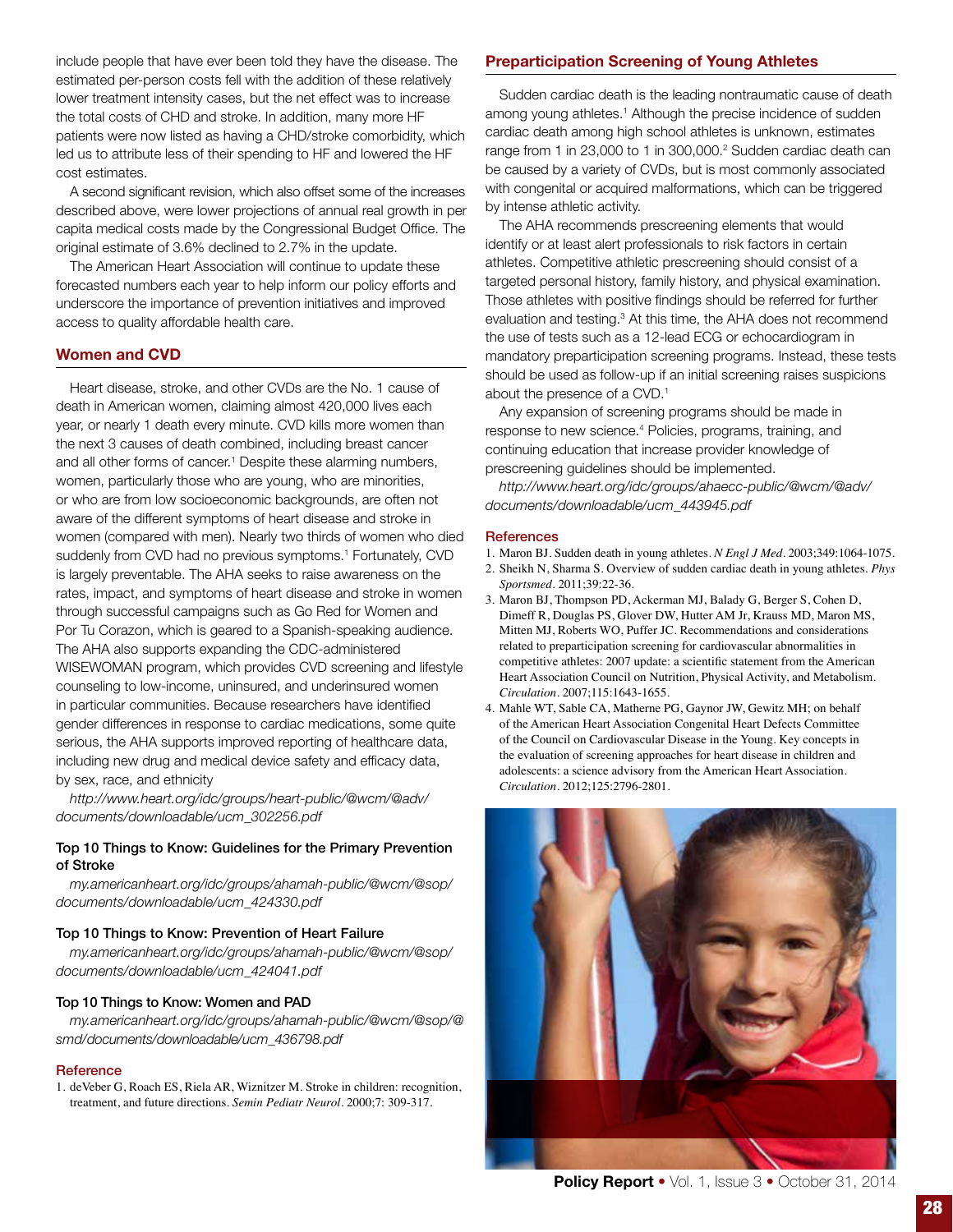include people that have ever been told they have the disease. The estimated per-person costs fell with the addition of these relatively lower treatment intensity cases, but the net effect was to increase the total costs of CHD and stroke. In addition, many more HF patients were now listed as having a CHD/stroke comorbidity, which led us to attribute less of their spending to HF and lowered the HF cost estimates.

A second significant revision, which also offset some of the increases described above, were lower projections of annual real growth in per capita medical costs made by the Congressional Budget Office. The original estimate of 3.6% declined to 2.7% in the update.

The American Heart Association will continue to update these forecasted numbers each year to help inform our policy efforts and underscore the importance of prevention initiatives and improved access to quality affordable health care.

## Women and CVD

Heart disease, stroke, and other CVDs are the No. 1 cause of death in American women, claiming almost 420,000 lives each year, or nearly 1 death every minute. CVD kills more women than the next 3 causes of death combined, including breast cancer and all other forms of cancer.[1] Despite these alarming numbers, women, particularly those who are young, who are minorities, or who are from low socioeconomic backgrounds, are often not aware of the different symptoms of heart disease and stroke in women (compared with men). Nearly two thirds of women who died suddenly from CVD had no previous symptoms.[1] Fortunately, CVD is largely preventable. The AHA seeks to raise awareness on the rates, impact, and symptoms of heart disease and stroke in women through successful campaigns such as Go Red for Women and Por Tu Corazon, which is geared to a Spanish-speaking audience. The AHA also supports expanding the CDC-administered WISEWOMAN program, which provides CVD screening and lifestyle counseling to low-income, uninsured, and underinsured women in particular communities. Because researchers have identified gender differences in response to cardiac medications, some quite serious, the AHA supports improved reporting of healthcare data, including new drug and medical device safety and efficacy data, by sex, race, and ethnicity

*http://www.heart.org/idc/groups/heart-public/@wcm/@adv/documents/downloadable/ucm_302256.pdf*

### Top 10 Things to Know: Guidelines for the Primary Prevention of Stroke

*my.americanheart.org/idc/groups/ahamah-public/@wcm/@sop/documents/downloadable/ucm_424330.pdf*

### Top 10 Things to Know: Prevention of Heart Failure

*my.americanheart.org/idc/groups/ahamah-public/@wcm/@sop/documents/downloadable/ucm_424041.pdf*

### Top 10 Things to Know: Women and PAD

*my.americanheart.org/idc/groups/ahamah-public/@wcm/@sop/@smd/documents/downloadable/ucm_436798.pdf*

### Reference

1. deVeber G, Roach ES, Riela AR, Wiznitzer M. Stroke in children: recognition, treatment, and future directions. *Semin Pediatr Neurol*. 2000;7: 309-317.

## Preparticipation Screening of Young Athletes

Sudden cardiac death is the leading nontraumatic cause of death among young athletes.[1] Although the precise incidence of sudden cardiac death among high school athletes is unknown, estimates range from 1 in 23,000 to 1 in 300,000.[2] Sudden cardiac death can be caused by a variety of CVDs, but is most commonly associated with congenital or acquired malformations, which can be triggered by intense athletic activity.

The AHA recommends prescreening elements that would identify or at least alert professionals to risk factors in certain athletes. Competitive athletic prescreening should consist of a targeted personal history, family history, and physical examination. Those athletes with positive findings should be referred for further evaluation and testing.[3] At this time, the AHA does not recommend the use of tests such as a 12-lead ECG or echocardiogram in mandatory preparticipation screening programs. Instead, these tests should be used as follow-up if an initial screening raises suspicions about the presence of a CVD.[1]

Any expansion of screening programs should be made in response to new science.[4] Policies, programs, training, and continuing education that increase provider knowledge of prescreening guidelines should be implemented.

*http://www.heart.org/idc/groups/ahaecc-public/@wcm/@adv/documents/downloadable/ucm_443945.pdf*

### References

1. Maron BJ. Sudden death in young athletes. *N Engl J Med*. 2003;349:1064-1075.
2. Sheikh N, Sharma S. Overview of sudden cardiac death in young athletes. *Phys Sportsmed*. 2011;39:22-36.
3. Maron BJ, Thompson PD, Ackerman MJ, Balady G, Berger S, Cohen D, Dimeff R, Douglas PS, Glover DW, Hutter AM Jr, Krauss MD, Maron MS, Mitten MJ, Roberts WO, Puffer JC. Recommendations and considerations related to preparticipation screening for cardiovascular abnormalities in competitive athletes: 2007 update: a scientific statement from the American Heart Association Council on Nutrition, Physical Activity, and Metabolism. *Circulation*. 2007;115:1643-1655.
4. Mahle WT, Sable CA, Matherne PG, Gaynor JW, Gewitz MH; on behalf of the American Heart Association Congenital Heart Defects Committee of the Council on Cardiovascular Disease in the Young. Key concepts in the evaluation of screening approaches for heart disease in children and adolescents: a science advisory from the American Heart Association. *Circulation*. 2012;125:2796-2801.